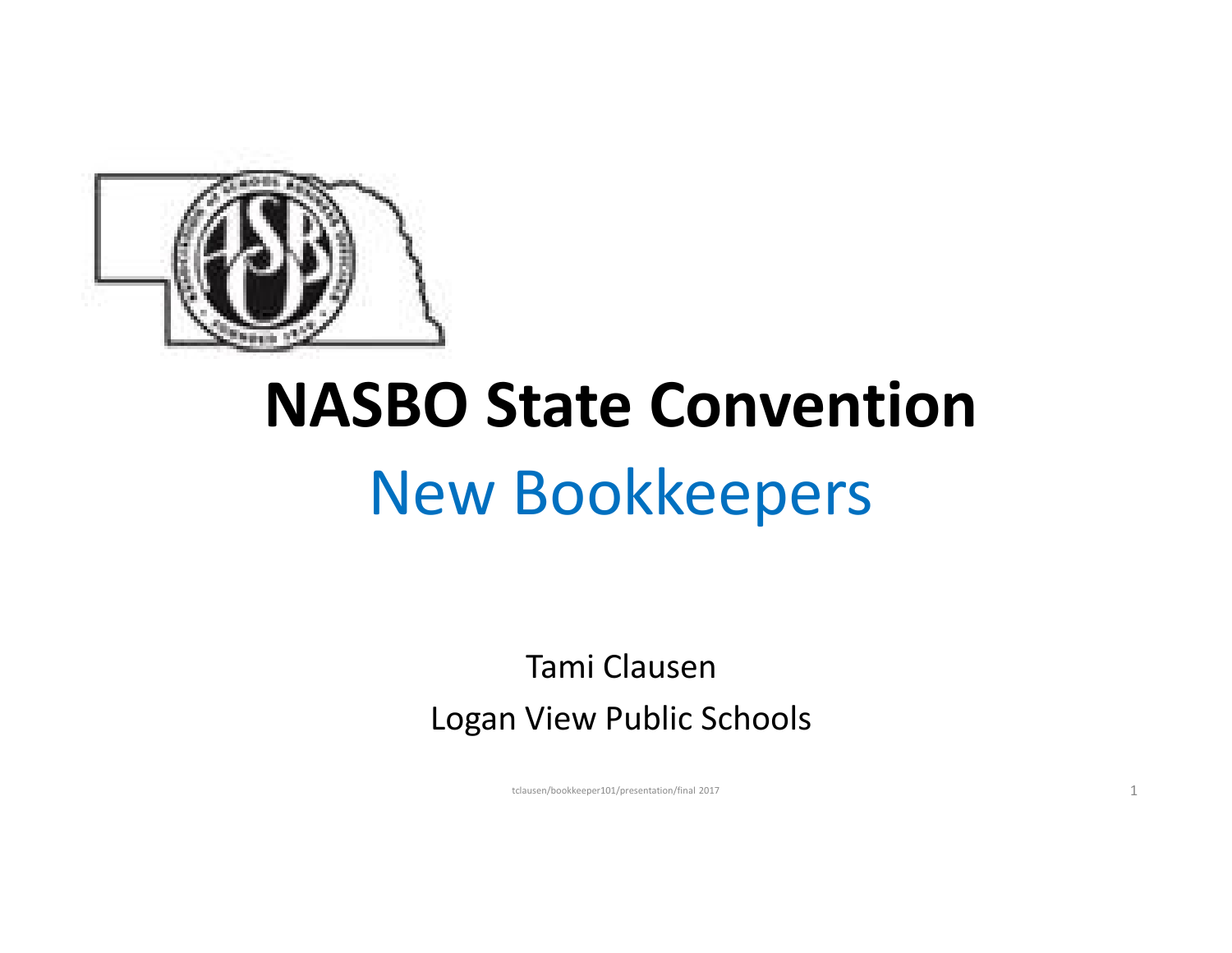# NASBO State Convention

## New Bookkeepers

Tami Clausen

Logan View Public Schools

tclausen/bookkeeper101/presentation/final 2017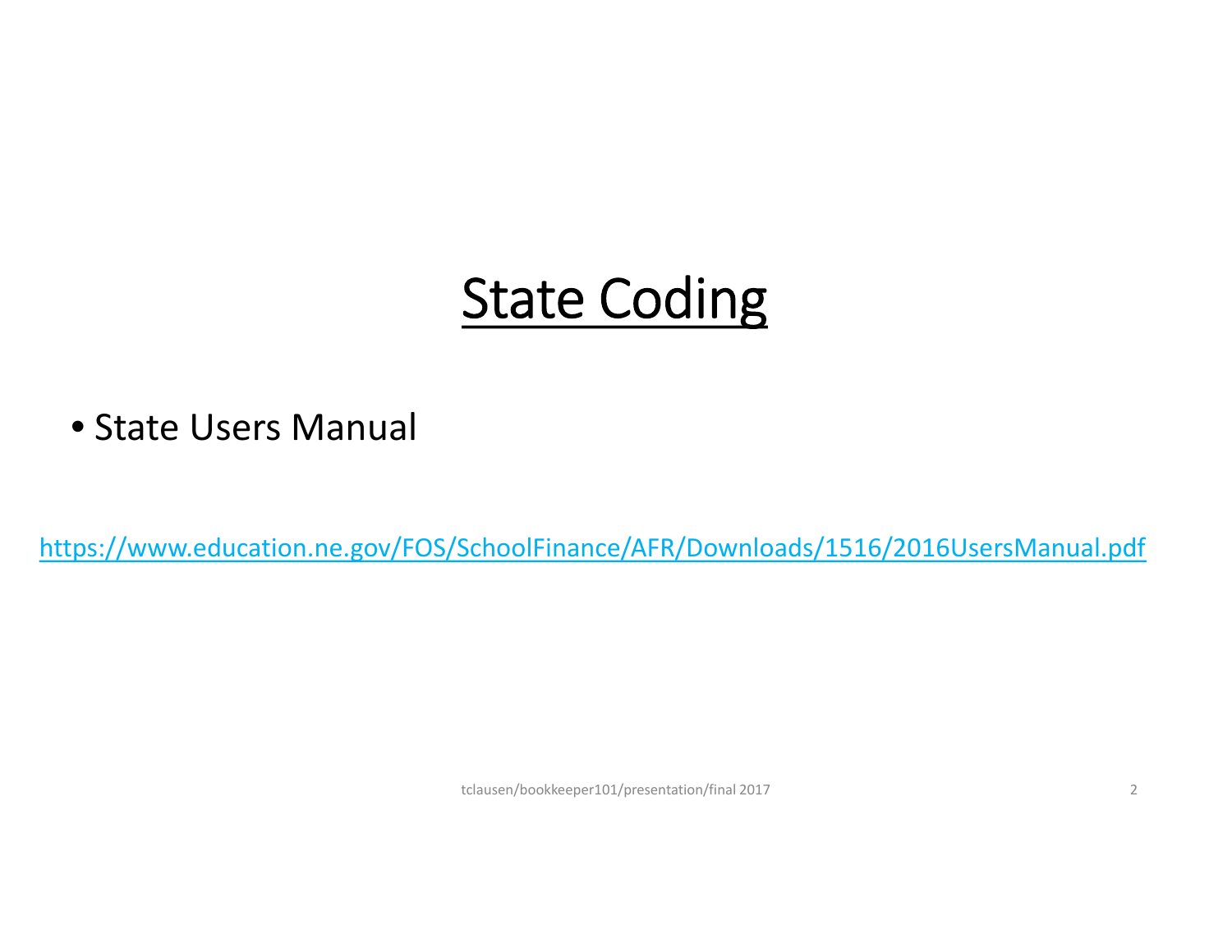# State Coding

- State Users Manual

https://www.education.ne.gov/FOS/SchoolFinance/AFR/Downloads/1516/2016UsersManual.pdf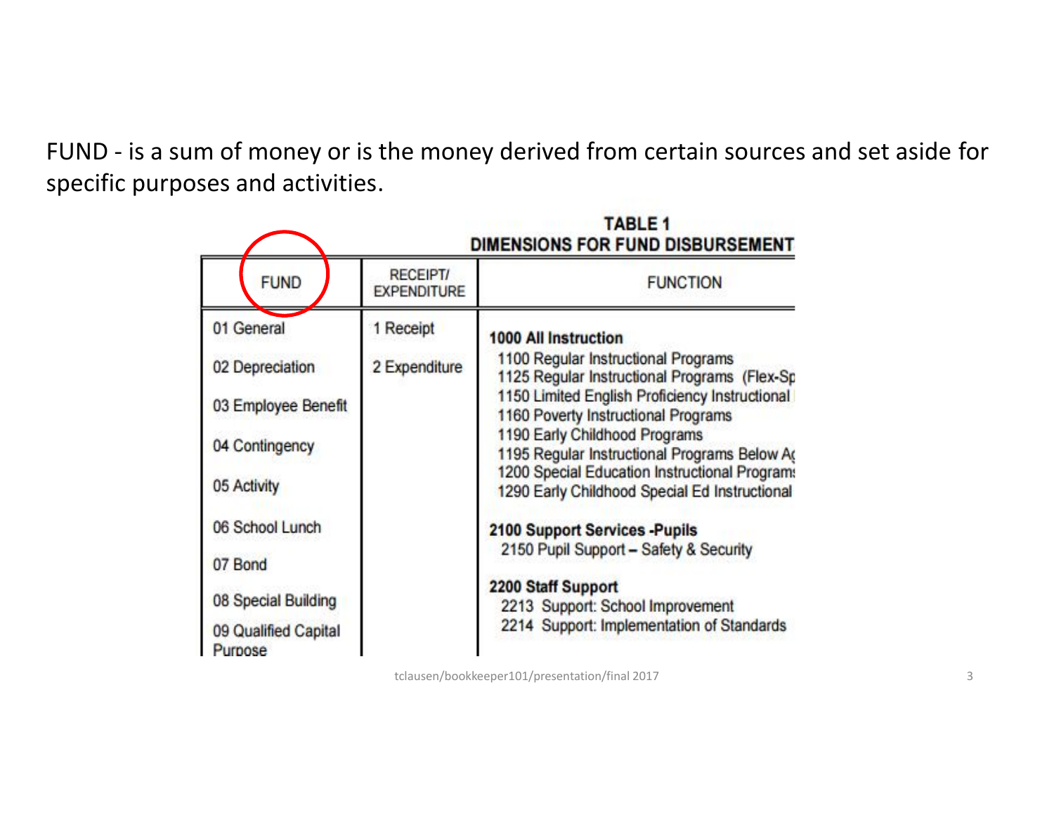FUND - is a sum of money or is the money derived from certain sources and set aside for specific purposes and activities.

**TABLE 1**
**DIMENSIONS FOR FUND DISBURSEMENT**

| FUND | RECEIPT/ EXPENDITURE | FUNCTION |
|---|---|---|
| 01 General | 1 Receipt | **1000 All Instruction** |
| 02 Depreciation | 2 Expenditure | 1100 Regular Instructional Programs |
| | | 1125 Regular Instructional Programs (Flex-Sp |
| 03 Employee Benefit | | 1150 Limited English Proficiency Instructional |
| | | 1160 Poverty Instructional Programs |
| 04 Contingency | | 1190 Early Childhood Programs |
| | | 1195 Regular Instructional Programs Below A( |
| 05 Activity | | 1200 Special Education Instructional Program: |
| | | 1290 Early Childhood Special Ed Instructional |
| 06 School Lunch | | **2100 Support Services -Pupils** |
| | | 2150 Pupil Support – Safety & Security |
| 07 Bond | | |
| 08 Special Building | | **2200 Staff Support** |
| | | 2213 Support: School Improvement |
| 09 Qualified Capital Purpose | | 2214 Support: Implementation of Standards |

tclausen/bookkeeper101/presentation/final 2017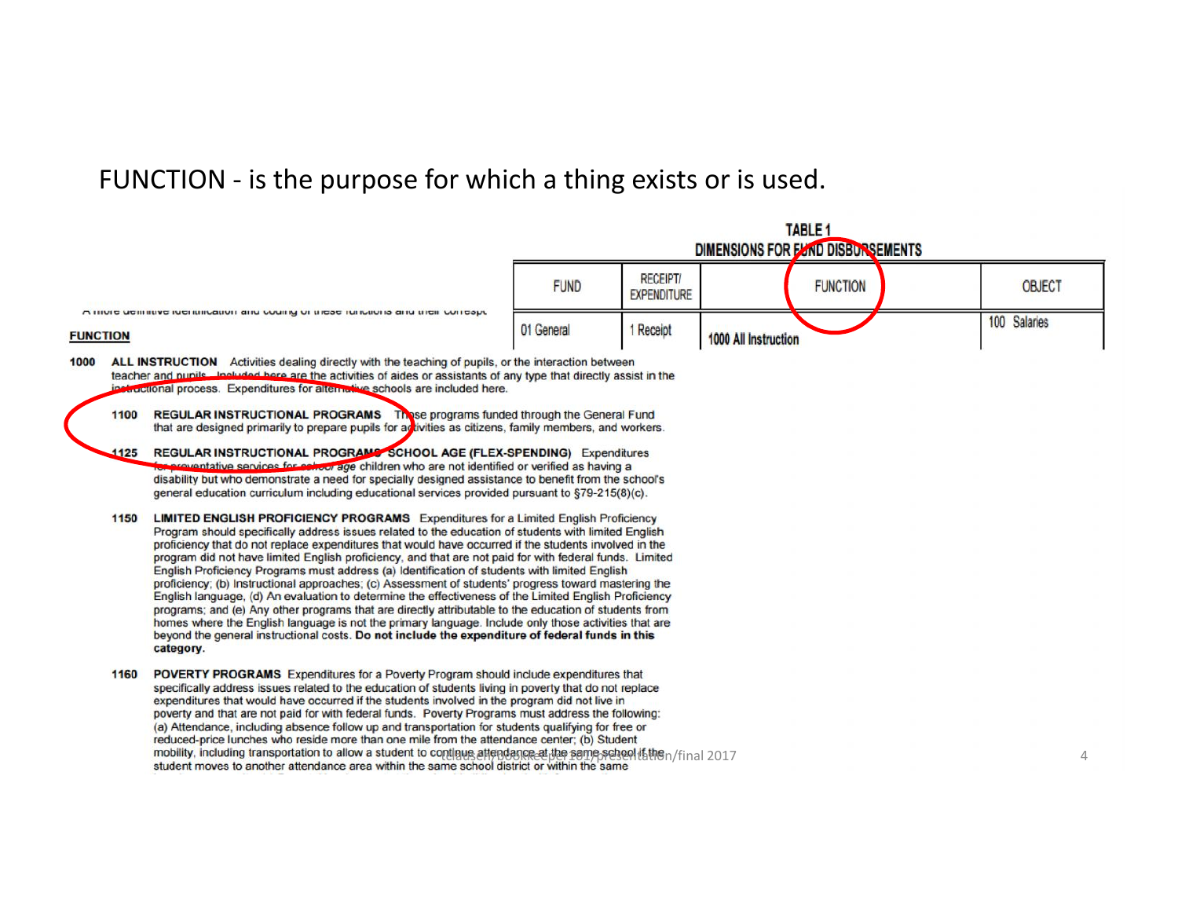FUNCTION - is the purpose for which a thing exists or is used.

**TABLE 1**
**DIMENSIONS FOR FUND DISBURSEMENTS**

| FUND | RECEIPT/ EXPENDITURE | FUNCTION | OBJECT |
|---|---|---|---|
| 01 General | 1 Receipt | 1000 All Instruction | 100 Salaries |

A more definitive identification and coding of these functions and their correspo

**FUNCTION**

**1000 ALL INSTRUCTION** Activities dealing directly with the teaching of pupils, or the interaction between teacher and pupils. Included here are the activities of aides or assistants of any type that directly assist in the instructional process. Expenditures for alternative schools are included here.

**1100 REGULAR INSTRUCTIONAL PROGRAMS** Those programs funded through the General Fund that are designed primarily to prepare pupils for activities as citizens, family members, and workers.

**1125 REGULAR INSTRUCTIONAL PROGRAMS SCHOOL AGE (FLEX-SPENDING)** Expenditures for preventative services for *school age* children who are not identified or verified as having a disability but who demonstrate a need for specially designed assistance to benefit from the school's general education curriculum including educational services provided pursuant to §79-215(8)(c).

**1150 LIMITED ENGLISH PROFICIENCY PROGRAMS** Expenditures for a Limited English Proficiency Program should specifically address issues related to the education of students with limited English proficiency that do not replace expenditures that would have occurred if the students involved in the program did not have limited English proficiency, and that are not paid for with federal funds. Limited English Proficiency Programs must address (a) Identification of students with limited English proficiency; (b) Instructional approaches; (c) Assessment of students' progress toward mastering the English language, (d) An evaluation to determine the effectiveness of the Limited English Proficiency programs; and (e) Any other programs that are directly attributable to the education of students from homes where the English language is not the primary language. Include only those activities that are beyond the general instructional costs. **Do not include the expenditure of federal funds in this category.**

**1160 POVERTY PROGRAMS** Expenditures for a Poverty Program should include expenditures that specifically address issues related to the education of students living in poverty that do not replace expenditures that would have occurred if the students involved in the program did not live in poverty and that are not paid for with federal funds. Poverty Programs must address the following: (a) Attendance, including absence follow up and transportation for students qualifying for free or reduced-price lunches who reside more than one mile from the attendance center; (b) Student mobility, including transportation to allow a student to continue attendance at the same school if the student moves to another attendance area within the same school district or within the same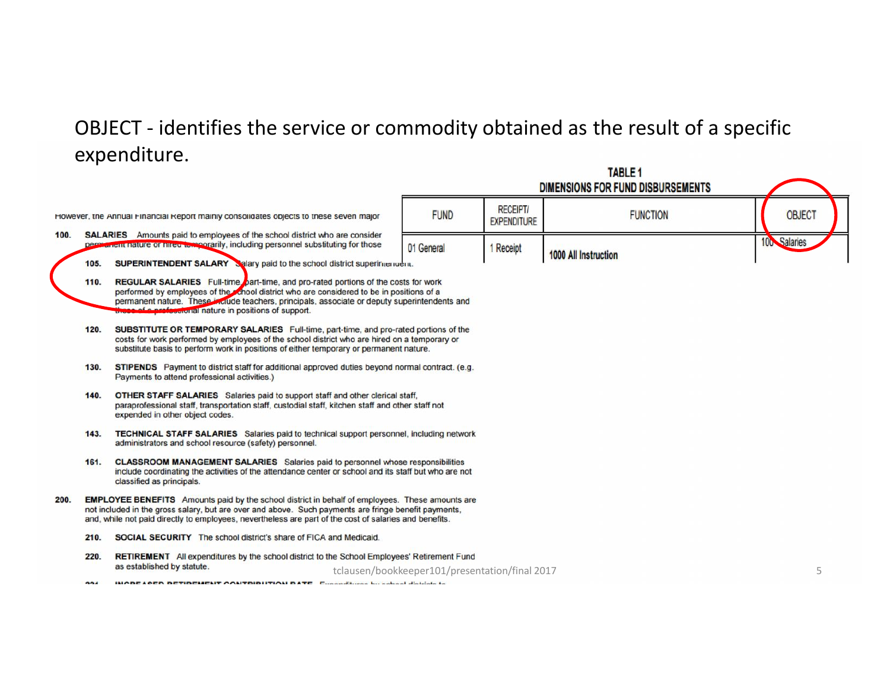OBJECT - identifies the service or commodity obtained as the result of a specific expenditure.

**TABLE 1**
**DIMENSIONS FOR FUND DISBURSEMENTS**

| FUND | RECEIPT/ EXPENDITURE | FUNCTION | OBJECT |
|---|---|---|---|
| 01 General | 1 Receipt | 1000 All Instruction | 100 Salaries |

However, the Annual Financial Report mainly consolidates objects to these seven major

**100. SALARIES** Amounts paid to employees of the school district who are consider permanent nature or hired temporarily, including personnel substituting for those

- **105. SUPERINTENDENT SALARY** Salary paid to the school district superintendent.
- **110. REGULAR SALARIES** Full-time, part-time, and pro-rated portions of the costs for work performed by employees of the school district who are considered to be in positions of a permanent nature. These include teachers, principals, associate or deputy superintendents and those of a professional nature in positions of support.
- **120. SUBSTITUTE OR TEMPORARY SALARIES** Full-time, part-time, and pro-rated portions of the costs for work performed by employees of the school district who are hired on a temporary or substitute basis to perform work in positions of either temporary or permanent nature.
- **130. STIPENDS** Payment to district staff for additional approved duties beyond normal contract. (e.g. Payments to attend professional activities.)
- **140. OTHER STAFF SALARIES** Salaries paid to support staff and other clerical staff, paraprofessional staff, transportation staff, custodial staff, kitchen staff and other staff not expended in other object codes.
- **143. TECHNICAL STAFF SALARIES** Salaries paid to technical support personnel, including network administrators and school resource (safety) personnel.
- **161. CLASSROOM MANAGEMENT SALARIES** Salaries paid to personnel whose responsibilities include coordinating the activities of the attendance center or school and its staff but who are not classified as principals.

**200. EMPLOYEE BENEFITS** Amounts paid by the school district in behalf of employees. These amounts are not included in the gross salary, but are over and above. Such payments are fringe benefit payments, and, while not paid directly to employees, nevertheless are part of the cost of salaries and benefits.

- **210. SOCIAL SECURITY** The school district's share of FICA and Medicaid.
- **220. RETIREMENT** All expenditures by the school district to the School Employees' Retirement Fund as established by statute.
- **221. INCREASED RETIREMENT CONTRIBUTION RATE** Expenditures by school districts to

tclausen/bookkeeper101/presentation/final 2017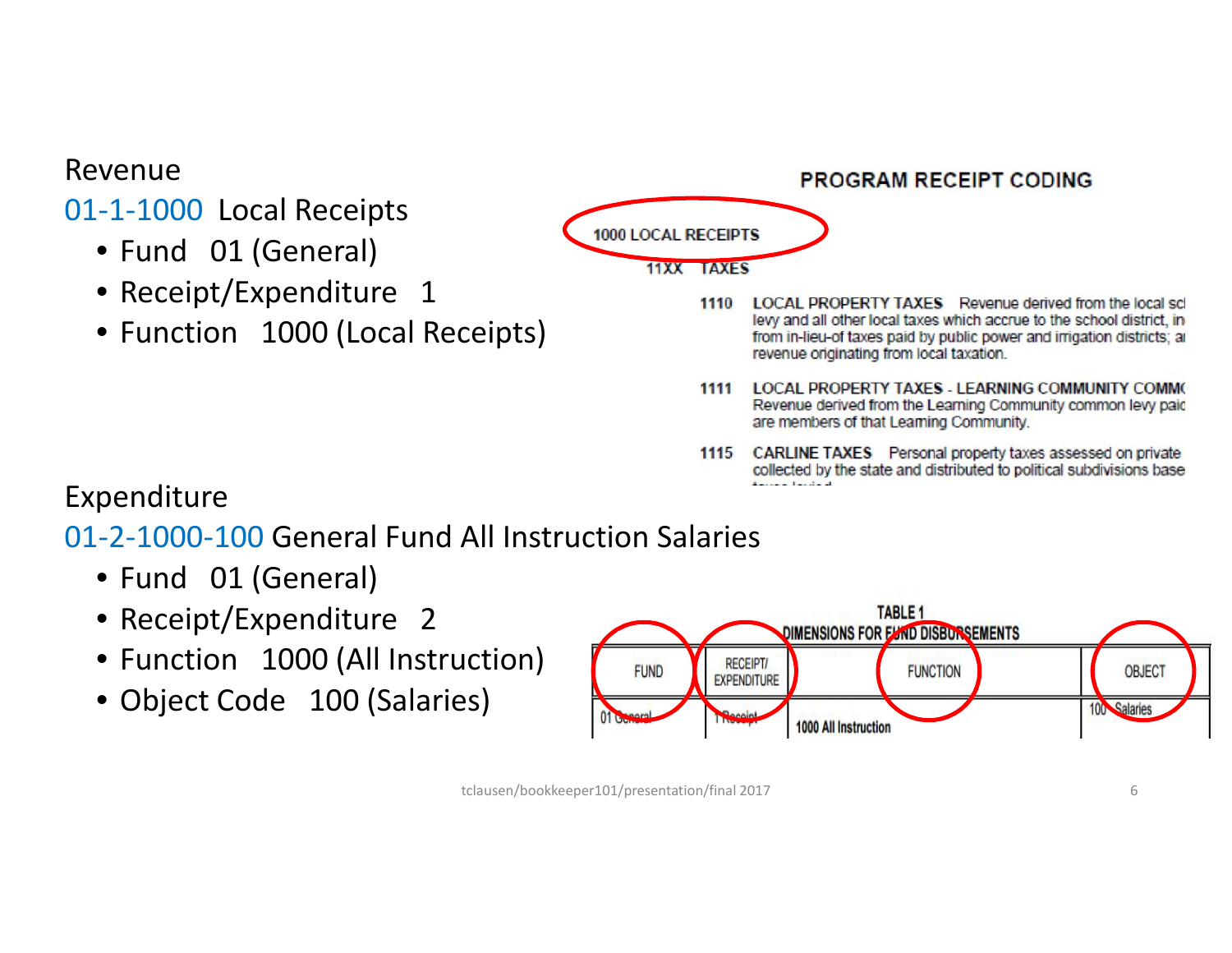Revenue

01-1-1000 Local Receipts

- Fund 01 (General)
- Receipt/Expenditure 1
- Function 1000 (Local Receipts)

**PROGRAM RECEIPT CODING**

1000 LOCAL RECEIPTS

11XX TAXES

1110 LOCAL PROPERTY TAXES Revenue derived from the local sc levy and all other local taxes which accrue to the school district, in from in-lieu-of taxes paid by public power and irrigation districts; a revenue originating from local taxation.

1111 LOCAL PROPERTY TAXES - LEARNING COMMUNITY COMM Revenue derived from the Learning Community common levy paid are members of that Learning Community.

1115 CARLINE TAXES Personal property taxes assessed on private collected by the state and distributed to political subdivisions base

Expenditure

01-2-1000-100 General Fund All Instruction Salaries

- Fund 01 (General)
- Receipt/Expenditure 2
- Function 1000 (All Instruction)
- Object Code 100 (Salaries)

TABLE 1
DIMENSIONS FOR FUND DISBURSEMENTS

| FUND | RECEIPT/ EXPENDITURE | FUNCTION | OBJECT |
|---|---|---|---|
| 01 General | 1 Receipt | 1000 All Instruction | 100 Salaries |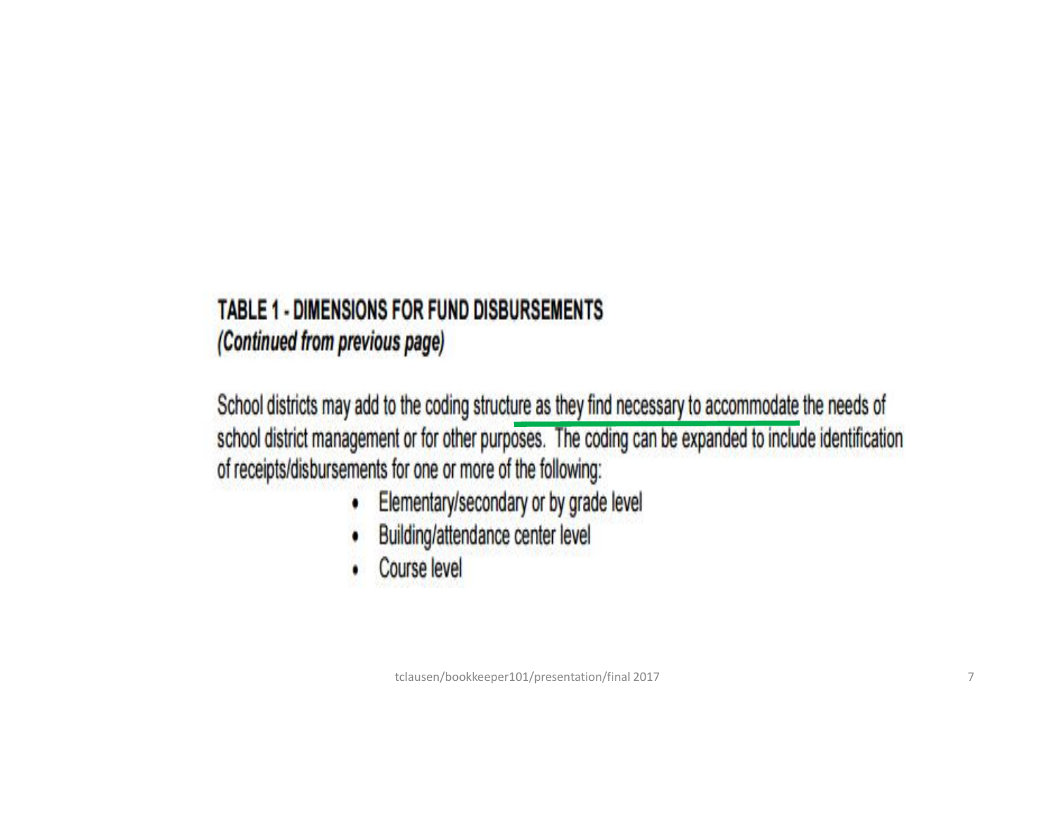## TABLE 1 - DIMENSIONS FOR FUND DISBURSEMENTS

***(Continued from previous page)***

School districts may add to the coding structure as they find necessary to accommodate the needs of school district management or for other purposes. The coding can be expanded to include identification of receipts/disbursements for one or more of the following:

- Elementary/secondary or by grade level
- Building/attendance center level
- Course level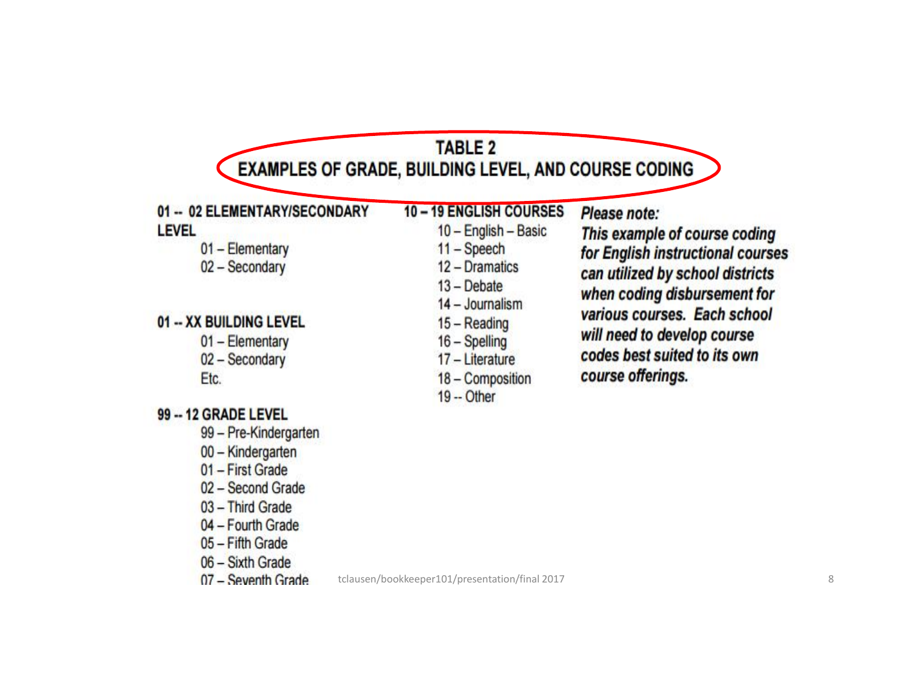# TABLE 2

## EXAMPLES OF GRADE, BUILDING LEVEL, AND COURSE CODING

**01 -- 02 ELEMENTARY/SECONDARY LEVEL**

- 01 – Elementary
- 02 – Secondary

**01 -- XX BUILDING LEVEL**

- 01 – Elementary
- 02 – Secondary
- Etc.

**99 -- 12 GRADE LEVEL**

- 99 – Pre-Kindergarten
- 00 – Kindergarten
- 01 – First Grade
- 02 – Second Grade
- 03 – Third Grade
- 04 – Fourth Grade
- 05 – Fifth Grade
- 06 – Sixth Grade
- 07 – Seventh Grade

**10 – 19 ENGLISH COURSES**

- 10 – English – Basic
- 11 – Speech
- 12 – Dramatics
- 13 – Debate
- 14 – Journalism
- 15 – Reading
- 16 – Spelling
- 17 – Literature
- 18 – Composition
- 19 -- Other

***Please note:***

***This example of course coding for English instructional courses can utilized by school districts when coding disbursement for various courses. Each school will need to develop course codes best suited to its own course offerings.***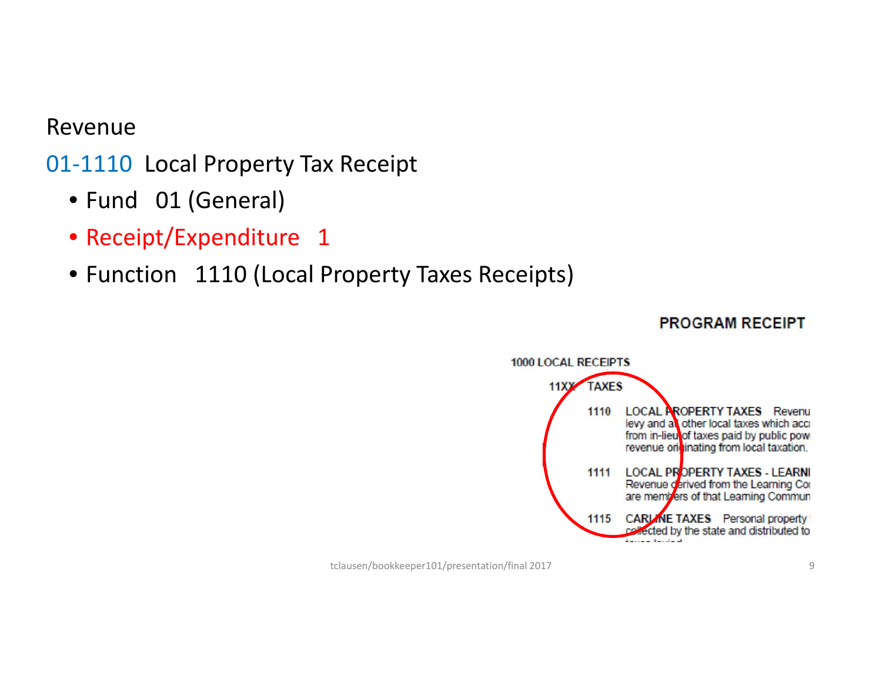Revenue

01-1110 Local Property Tax Receipt

- Fund 01 (General)
- Receipt/Expenditure 1
- Function 1110 (Local Property Taxes Receipts)

PROGRAM RECEIPT

1000 LOCAL RECEIPTS

11XX TAXES

1110 LOCAL PROPERTY TAXES Revenu
levy and all other local taxes which acc
from in-lieu of taxes paid by public pow
revenue originating from local taxation.

1111 LOCAL PROPERTY TAXES - LEARNI
Revenue derived from the Learning Co
are members of that Learning Commun

1115 CARLINE TAXES Personal property
collected by the state and distributed to

tclausen/bookkeeper101/presentation/final 2017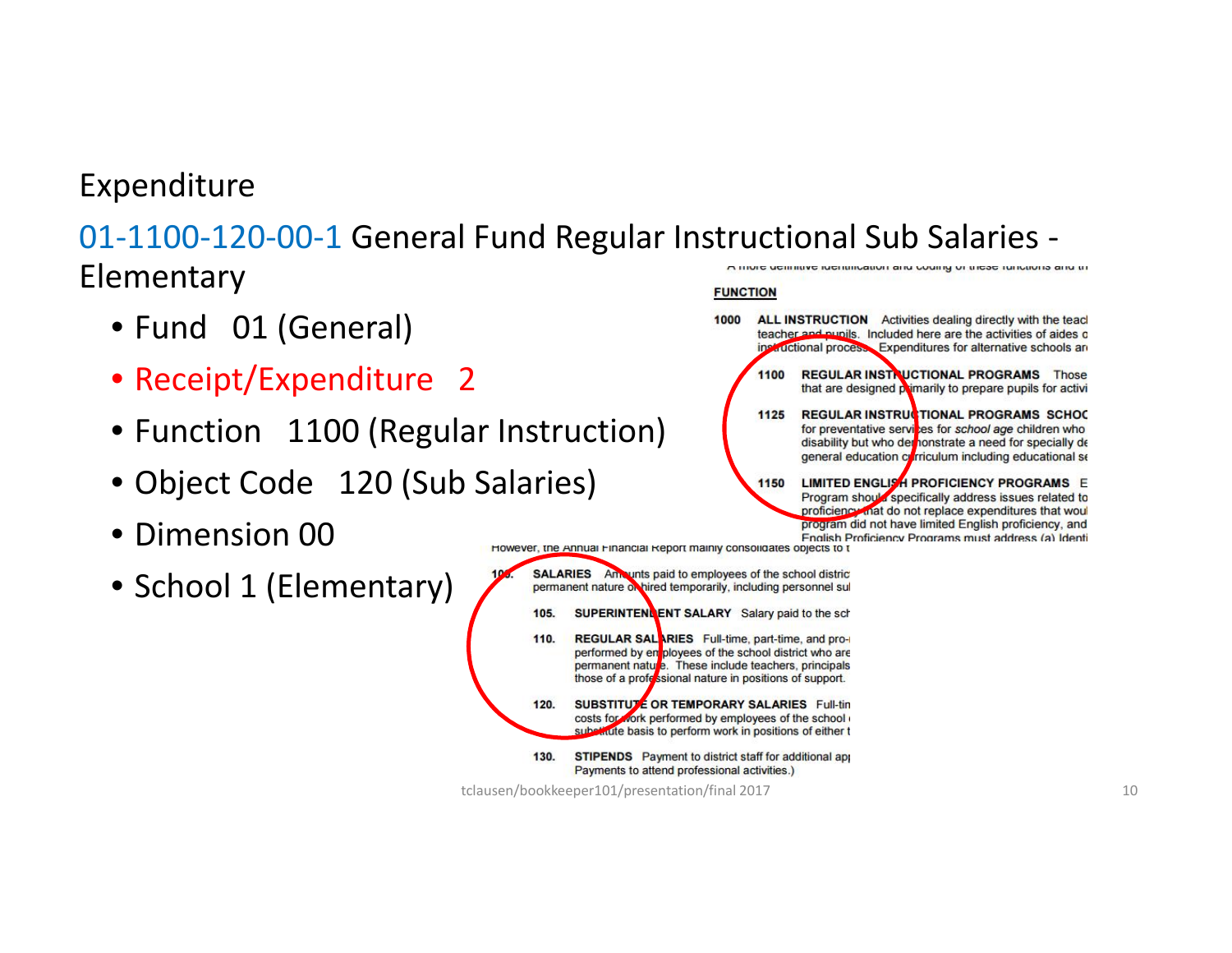Expenditure

01-1100-120-00-1 General Fund Regular Instructional Sub Salaries - Elementary

- Fund 01 (General)
- Receipt/Expenditure 2
- Function 1100 (Regular Instruction)
- Object Code 120 (Sub Salaries)
- Dimension 00
- School 1 (Elementary)

A more definitive identification and coding of these functions and th

**FUNCTION**

**1000 ALL INSTRUCTION** Activities dealing directly with the teacl teacher and pupils. Included here are the activities of aides o instructional process. Expenditures for alternative schools ar

**1100 REGULAR INSTRUCTIONAL PROGRAMS** Those that are designed primarily to prepare pupils for activi

**1125 REGULAR INSTRUCTIONAL PROGRAMS SCHOC** for preventative services for *school age* children who disability but who demonstrate a need for specially de general education curriculum including educational se

**1150 LIMITED ENGLISH PROFICIENCY PROGRAMS** E Program should specifically address issues related to proficiency that do not replace expenditures that woul program did not have limited English proficiency, and English Proficiency Programs must address (a) Identi

However, the Annual Financial Report mainly consolidates objects to t

**100. SALARIES** Amounts paid to employees of the school distric permanent nature or hired temporarily, including personnel sul

**105. SUPERINTENDENT SALARY** Salary paid to the sch

**110. REGULAR SALARIES** Full-time, part-time, and pro- performed by employees of the school district who are permanent nature. These include teachers, principals those of a professional nature in positions of support.

**120. SUBSTITUTE OR TEMPORARY SALARIES** Full-tin costs for work performed by employees of the school substitute basis to perform work in positions of either t

**130. STIPENDS** Payment to district staff for additional ap Payments to attend professional activities.)

tclausen/bookkeeper101/presentation/final 2017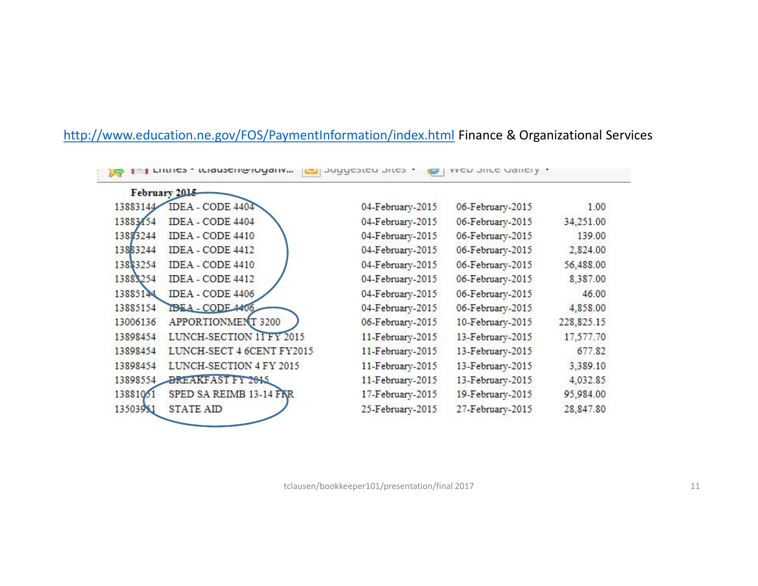http://www.education.ne.gov/FOS/PaymentInformation/index.html Finance & Organizational Services

| | | | | |
|---|---|---|---|---|
| **February 2015** | | | | |
| 13883144 | IDEA - CODE 4404 | 04-February-2015 | 06-February-2015 | 1.00 |
| 13883154 | IDEA - CODE 4404 | 04-February-2015 | 06-February-2015 | 34,251.00 |
| 13883244 | IDEA - CODE 4410 | 04-February-2015 | 06-February-2015 | 139.00 |
| 13883244 | IDEA - CODE 4412 | 04-February-2015 | 06-February-2015 | 2,824.00 |
| 13883254 | IDEA - CODE 4410 | 04-February-2015 | 06-February-2015 | 56,488.00 |
| 13883254 | IDEA - CODE 4412 | 04-February-2015 | 06-February-2015 | 8,387.00 |
| 13885144 | IDEA - CODE 4406 | 04-February-2015 | 06-February-2015 | 46.00 |
| 13885154 | IDEA - CODE 4406 | 04-February-2015 | 06-February-2015 | 4,858.00 |
| 13006136 | APPORTIONMENT 3200 | 06-February-2015 | 10-February-2015 | 228,825.15 |
| 13898454 | LUNCH-SECTION 11 FY 2015 | 11-February-2015 | 13-February-2015 | 17,577.70 |
| 13898454 | LUNCH-SECT 4 6CENT FY2015 | 11-February-2015 | 13-February-2015 | 677.82 |
| 13898454 | LUNCH-SECTION 4 FY 2015 | 11-February-2015 | 13-February-2015 | 3,389.10 |
| 13898554 | BREAKFAST FY 2015 | 11-February-2015 | 13-February-2015 | 4,032.85 |
| 13881051 | SPED SA REIMB 13-14 FFR | 17-February-2015 | 19-February-2015 | 95,984.00 |
| 13503951 | STATE AID | 25-February-2015 | 27-February-2015 | 28,847.80 |

tclausen/bookkeeper101/presentation/final 2017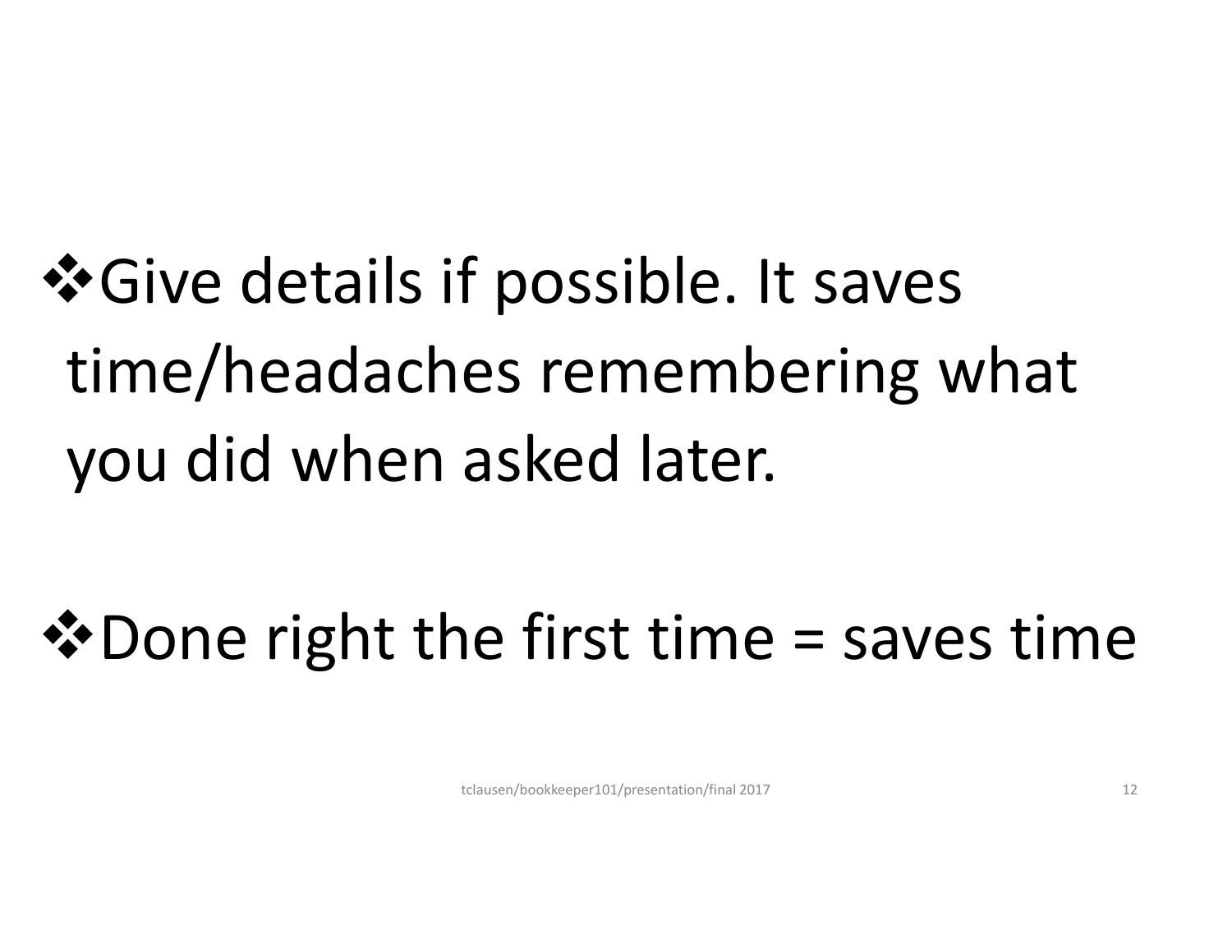- Give details if possible. It saves time/headaches remembering what you did when asked later.

- Done right the first time = saves time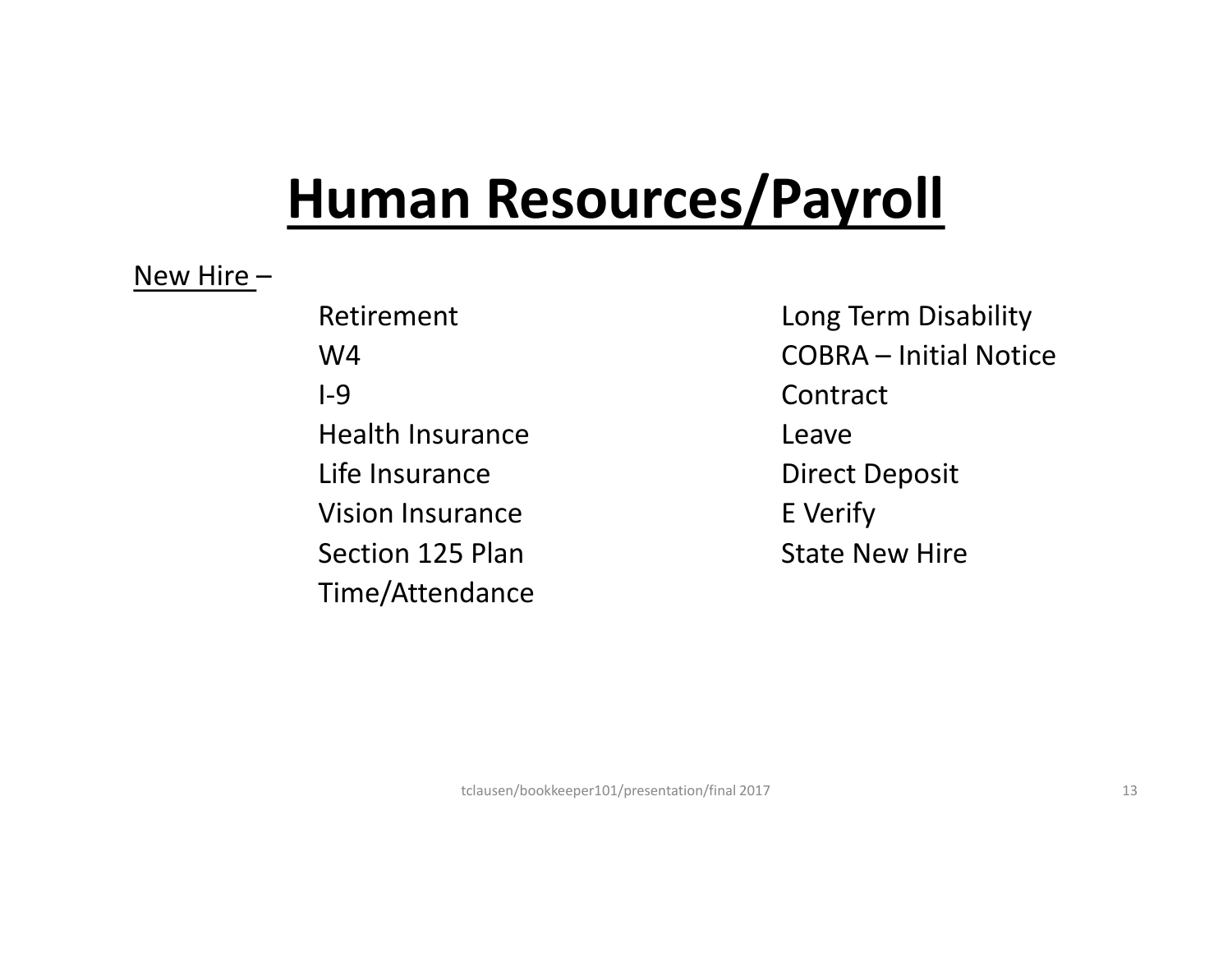# Human Resources/Payroll

New Hire –

- Retirement
- W4
- I-9
- Health Insurance
- Life Insurance
- Vision Insurance
- Section 125 Plan
- Time/Attendance
- Long Term Disability
- COBRA – Initial Notice
- Contract
- Leave
- Direct Deposit
- E Verify
- State New Hire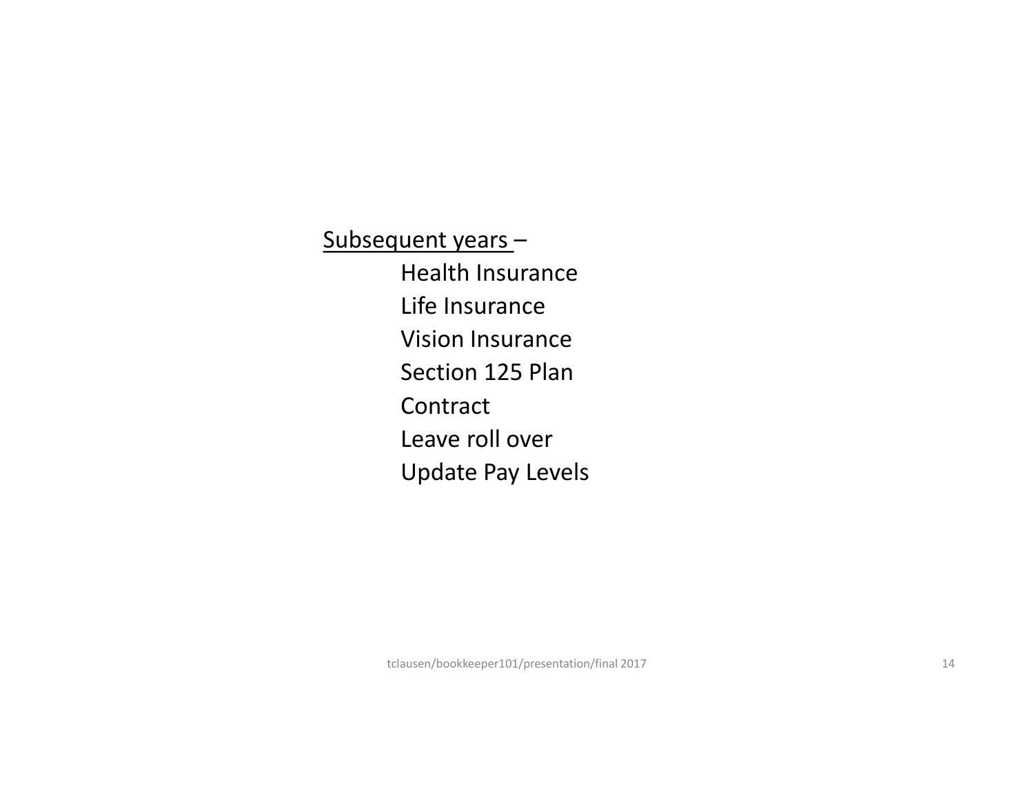<u>Subsequent years</u> –

- Health Insurance
- Life Insurance
- Vision Insurance
- Section 125 Plan
- Contract
- Leave roll over
- Update Pay Levels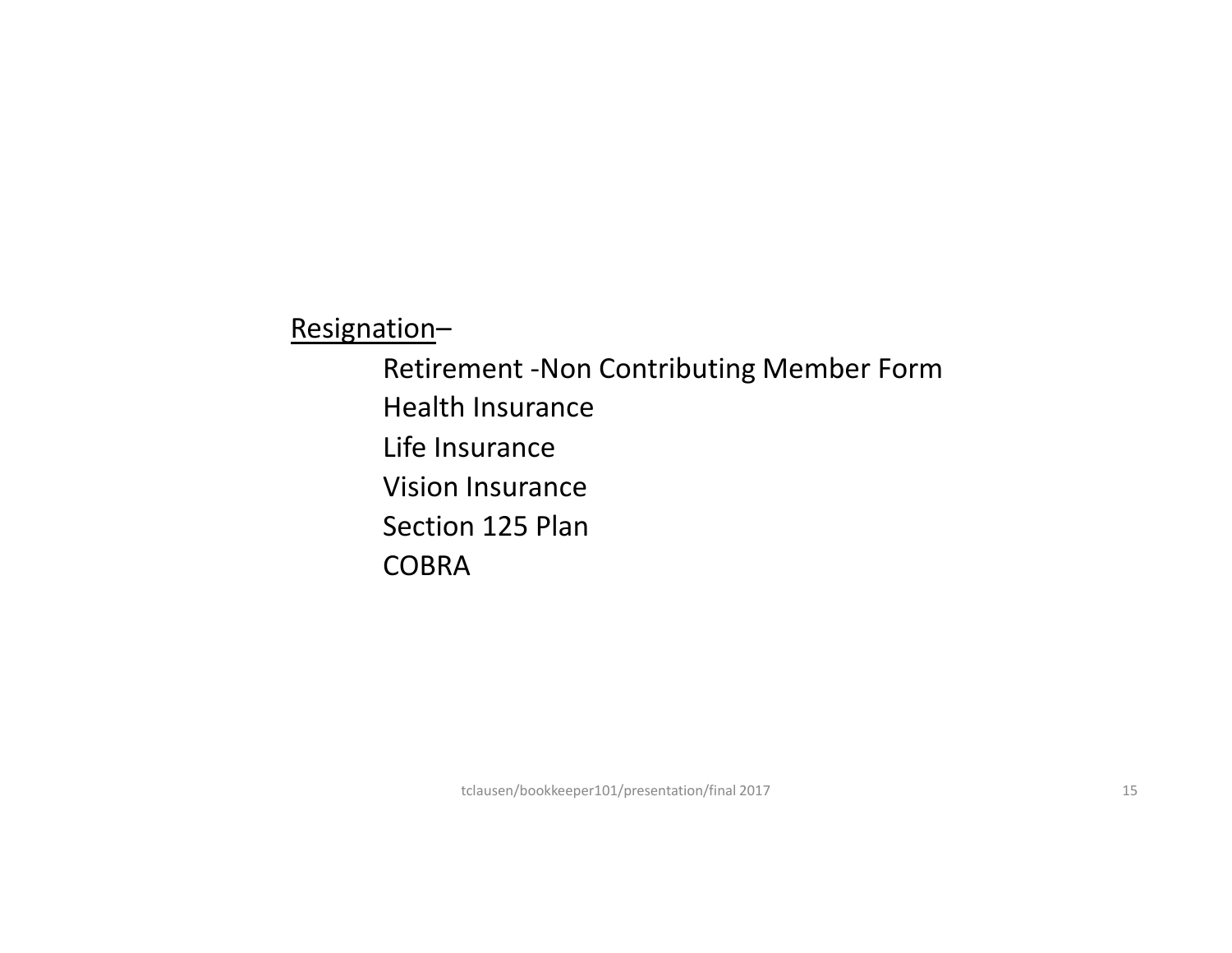<u>Resignation</u>–

- Retirement -Non Contributing Member Form
- Health Insurance
- Life Insurance
- Vision Insurance
- Section 125 Plan
- COBRA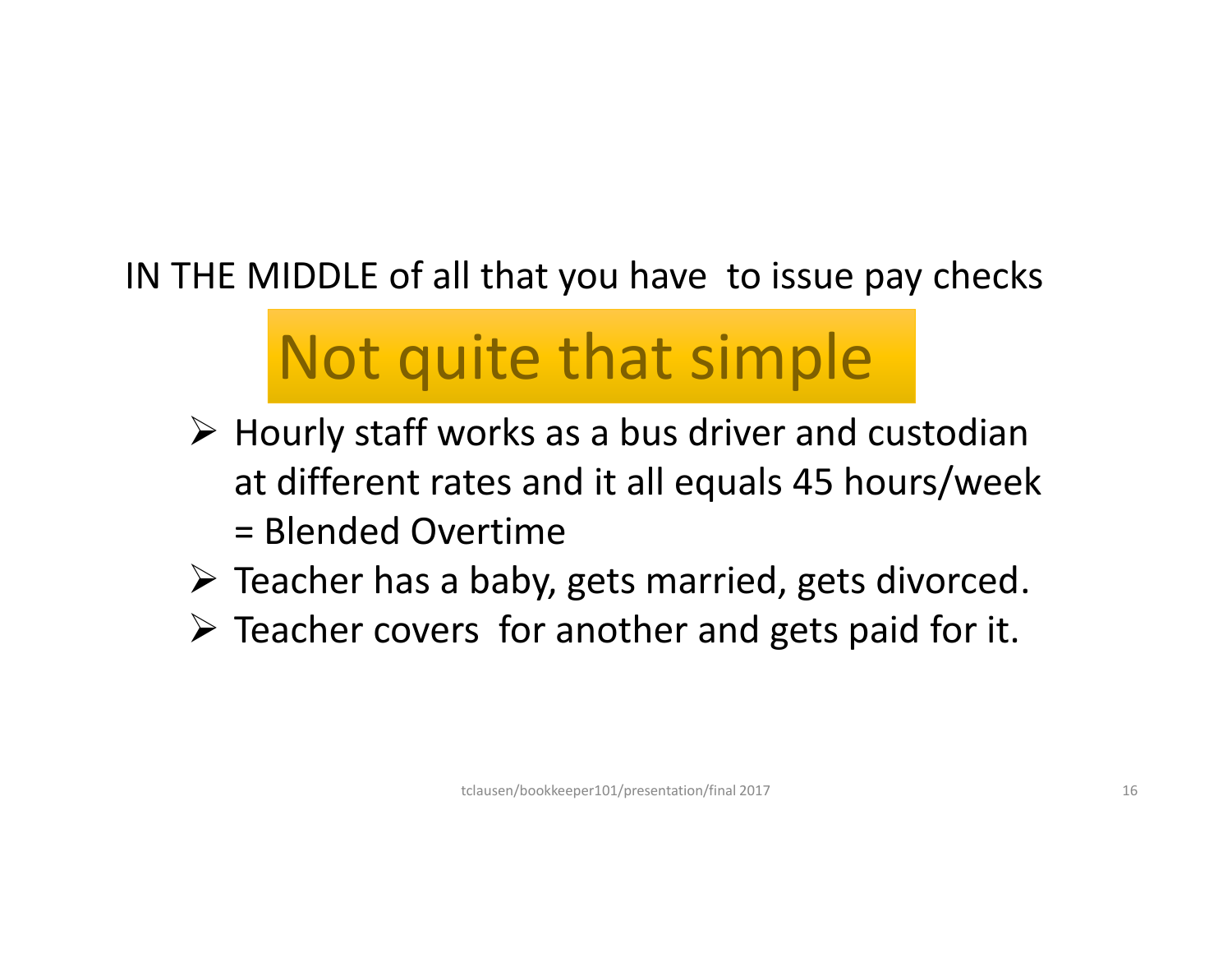IN THE MIDDLE of all that you have to issue pay checks

## Not quite that simple

- Hourly staff works as a bus driver and custodian at different rates and it all equals 45 hours/week = Blended Overtime
- Teacher has a baby, gets married, gets divorced.
- Teacher covers for another and gets paid for it.

tclausen/bookkeeper101/presentation/final 2017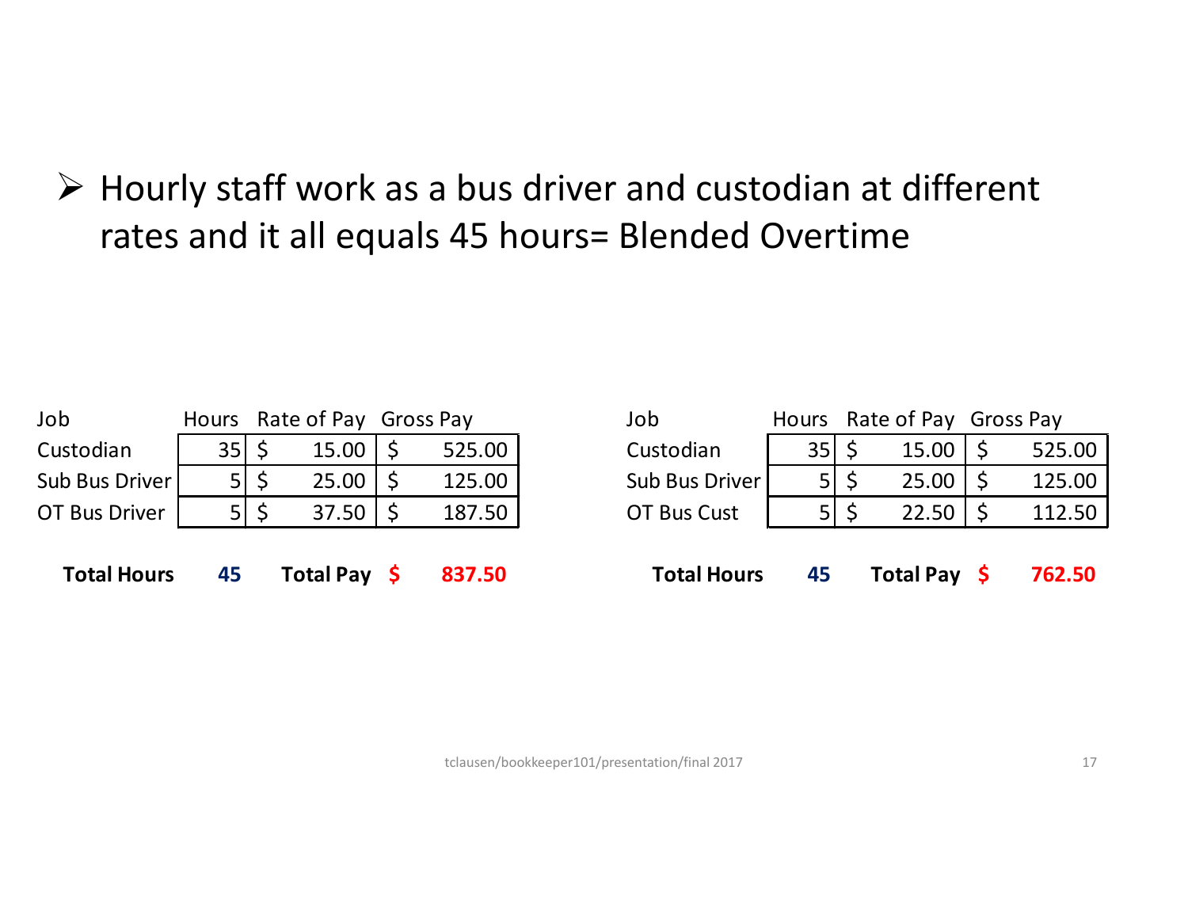- Hourly staff work as a bus driver and custodian at different rates and it all equals 45 hours= Blended Overtime

| Job | Hours | Rate of Pay | Gross Pay |
|---|---|---|---|
| Custodian | 35 | $ 15.00 | $ 525.00 |
| Sub Bus Driver | 5 | $ 25.00 | $ 125.00 |
| OT Bus Driver | 5 | $ 37.50 | $ 187.50 |

**Total Hours** **45** **Total Pay** **$ 837.50**

| Job | Hours | Rate of Pay | Gross Pay |
|---|---|---|---|
| Custodian | 35 | $ 15.00 | $ 525.00 |
| Sub Bus Driver | 5 | $ 25.00 | $ 125.00 |
| OT Bus Cust | 5 | $ 22.50 | $ 112.50 |

**Total Hours** **45** **Total Pay** **$ 762.50**

tclausen/bookkeeper101/presentation/final 2017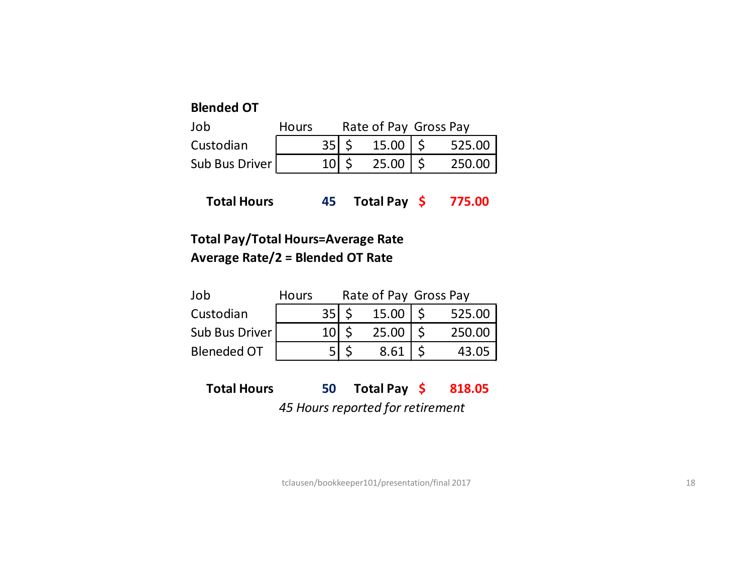**Blended OT**

| Job | Hours | Rate of Pay | Gross Pay |
|---|---|---|---|
| Custodian | 35 | $ 15.00 | $ 525.00 |
| Sub Bus Driver | 10 | $ 25.00 | $ 250.00 |

**Total Hours** **45** **Total Pay** **$ 775.00**

**Total Pay/Total Hours=Average Rate**
**Average Rate/2 = Blended OT Rate**

| Job | Hours | Rate of Pay | Gross Pay |
|---|---|---|---|
| Custodian | 35 | $ 15.00 | $ 525.00 |
| Sub Bus Driver | 10 | $ 25.00 | $ 250.00 |
| Bleneded OT | 5 | $ 8.61 | $ 43.05 |

**Total Hours** **50** **Total Pay** **$ 818.05**

*45 Hours reported for retirement*

tclausen/bookkeeper101/presentation/final 2017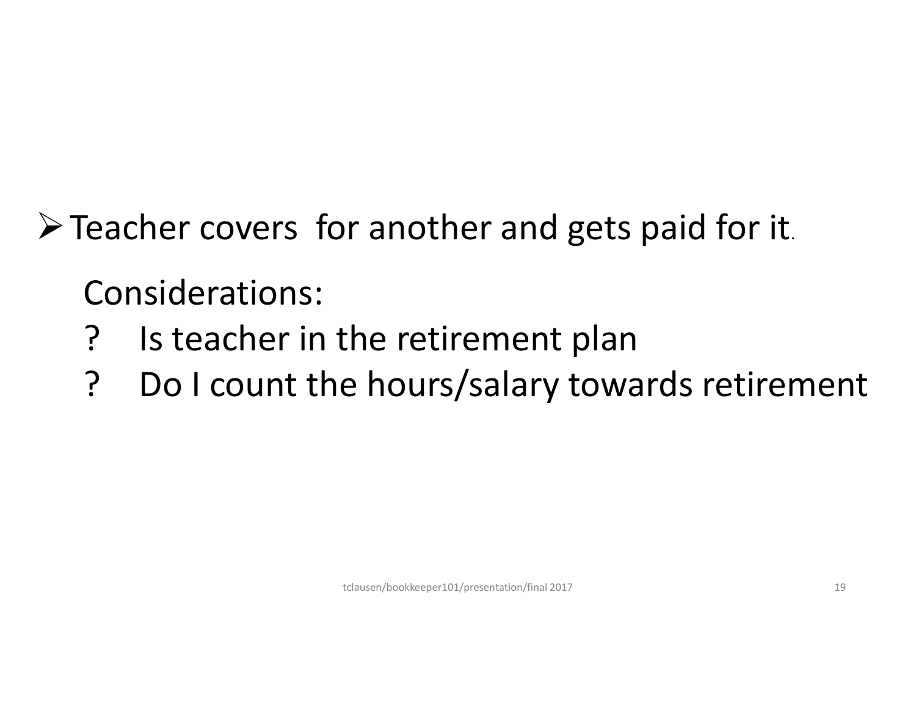- Teacher covers for another and gets paid for it.

  Considerations:

  ? Is teacher in the retirement plan

  ? Do I count the hours/salary towards retirement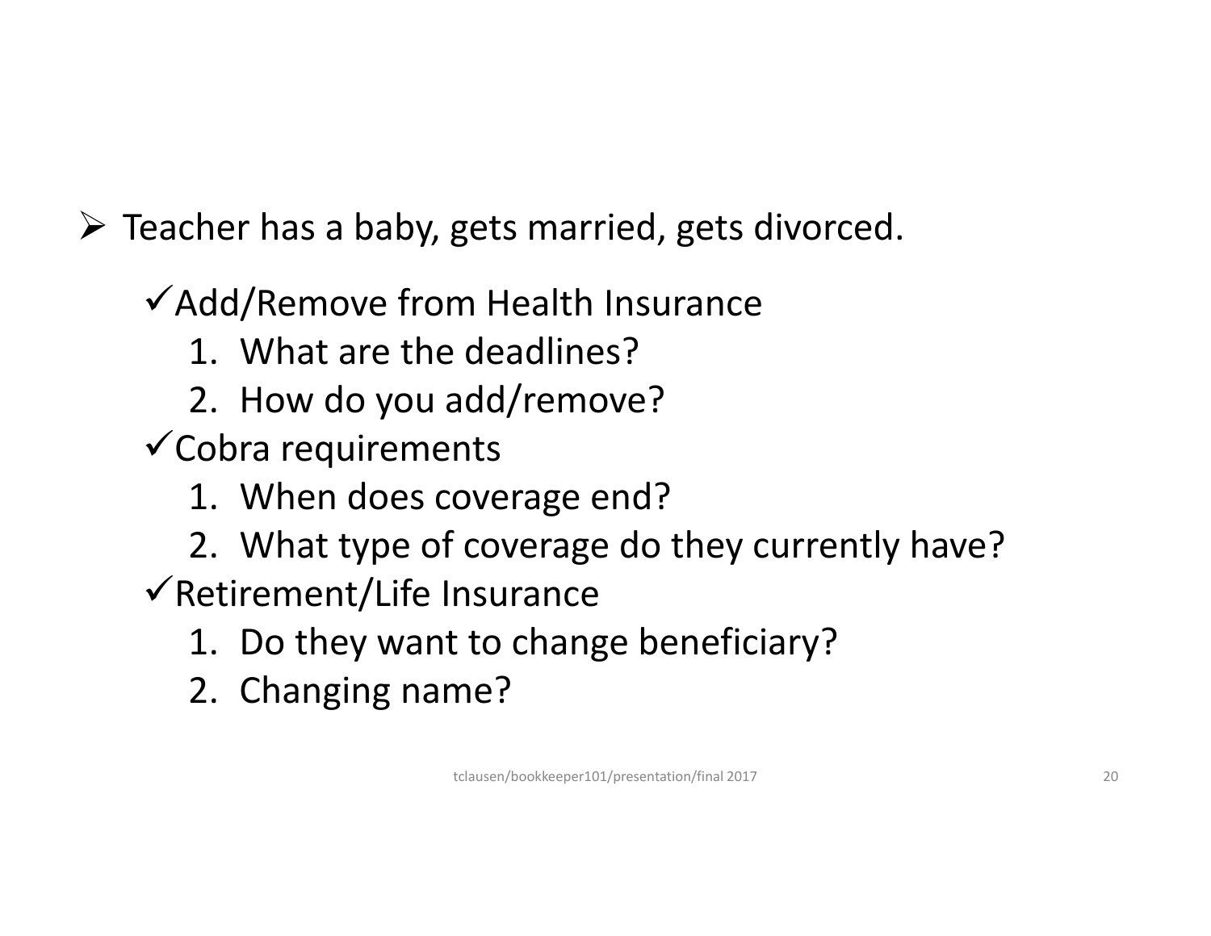- Teacher has a baby, gets married, gets divorced.

  - ✓Add/Remove from Health Insurance
    1. What are the deadlines?
    2. How do you add/remove?
  - ✓Cobra requirements
    1. When does coverage end?
    2. What type of coverage do they currently have?
  - ✓Retirement/Life Insurance
    1. Do they want to change beneficiary?
    2. Changing name?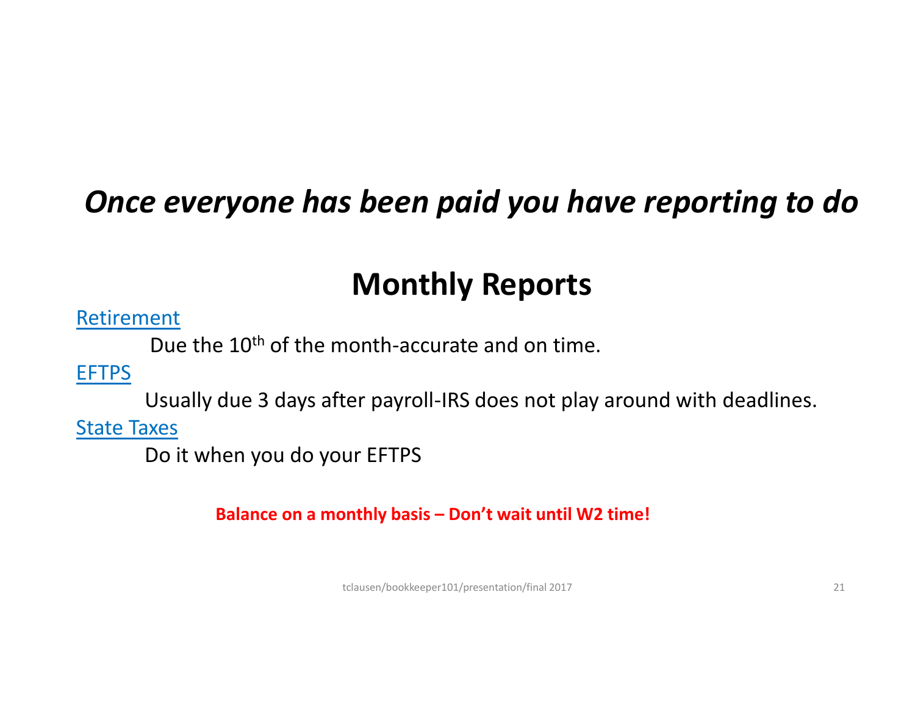*Once everyone has been paid you have reporting to do*

## Monthly Reports

Retirement

Due the 10th of the month-accurate and on time.

EFTPS

Usually due 3 days after payroll-IRS does not play around with deadlines.

State Taxes

Do it when you do your EFTPS

**Balance on a monthly basis – Don't wait until W2 time!**

tclausen/bookkeeper101/presentation/final 2017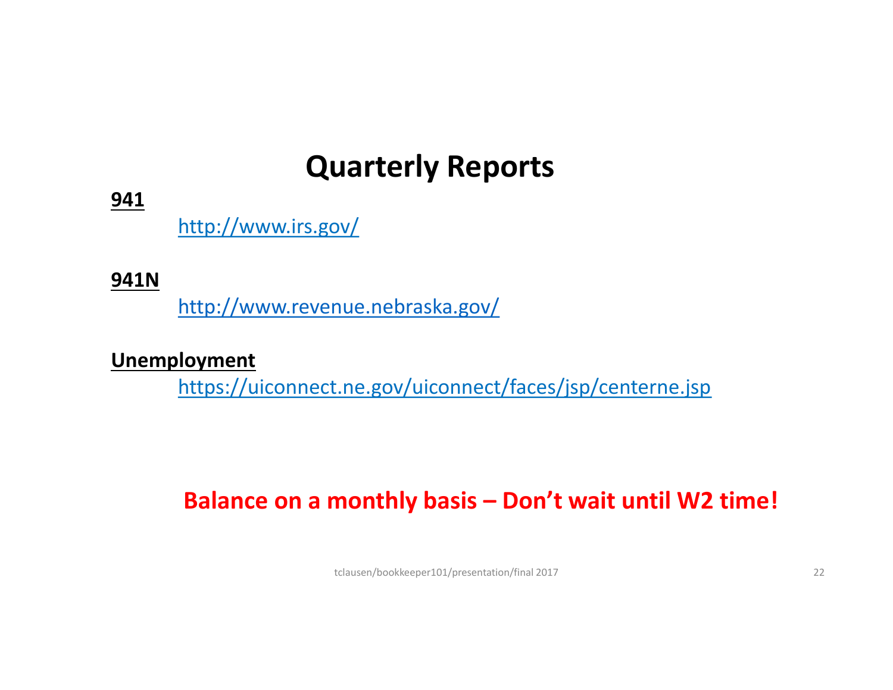# Quarterly Reports

**941**

http://www.irs.gov/

**941N**

http://www.revenue.nebraska.gov/

**Unemployment**

https://uiconnect.ne.gov/uiconnect/faces/jsp/centerne.jsp

**Balance on a monthly basis – Don't wait until W2 time!**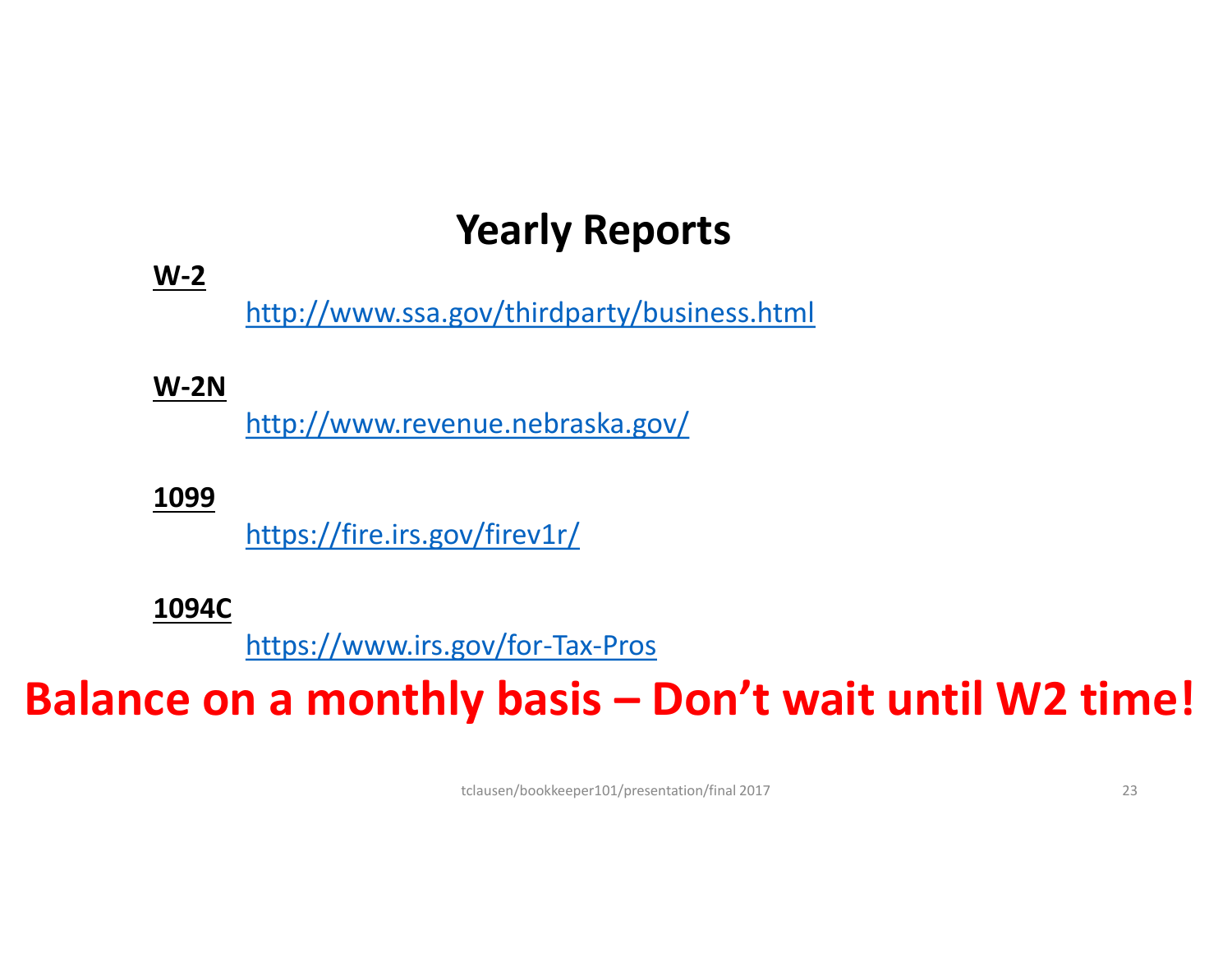# Yearly Reports

**W-2**

http://www.ssa.gov/thirdparty/business.html

**W-2N**

http://www.revenue.nebraska.gov/

**1099**

https://fire.irs.gov/firev1r/

**1094C**

https://www.irs.gov/for-Tax-Pros

**Balance on a monthly basis – Don't wait until W2 time!**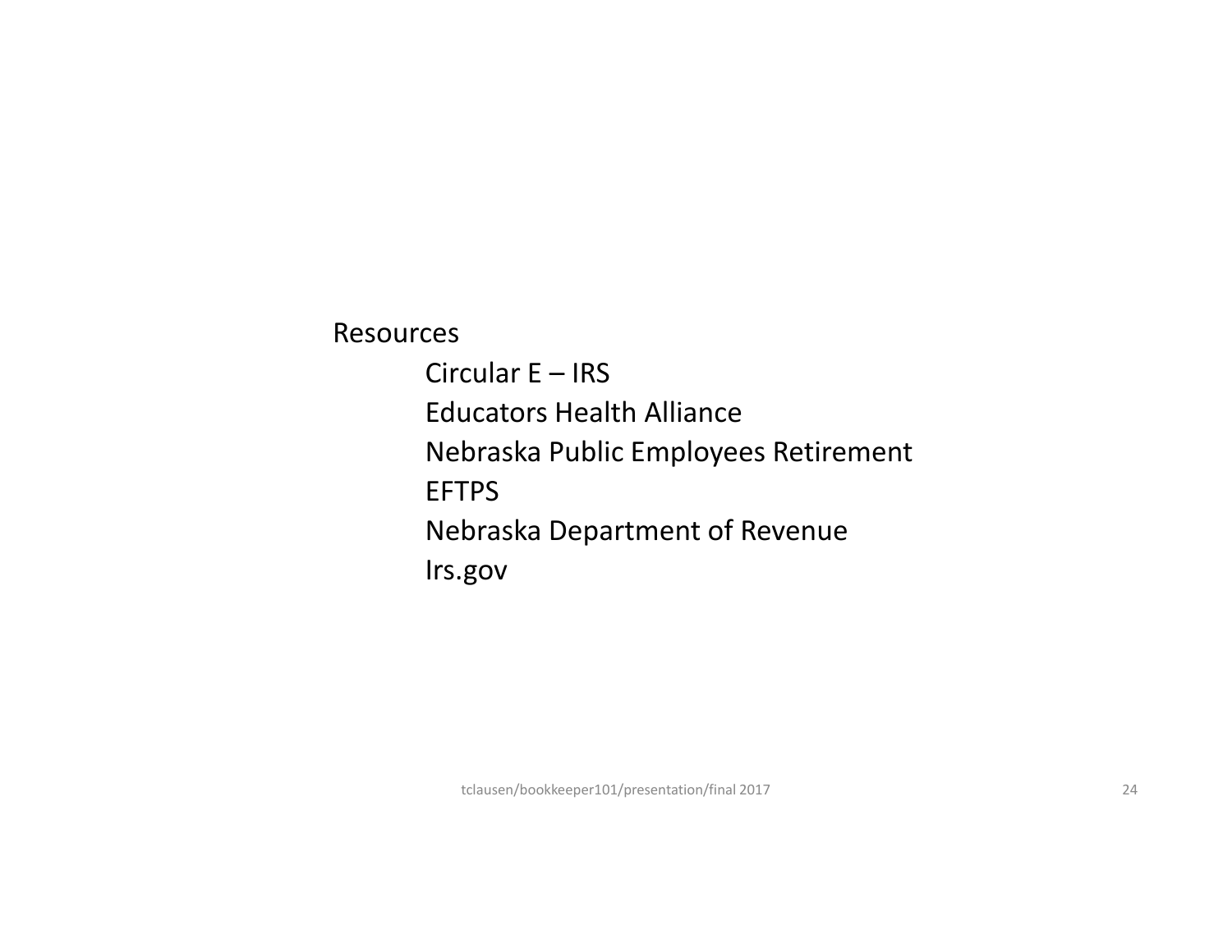Resources

- Circular E – IRS
- Educators Health Alliance
- Nebraska Public Employees Retirement
- EFTPS
- Nebraska Department of Revenue
- Irs.gov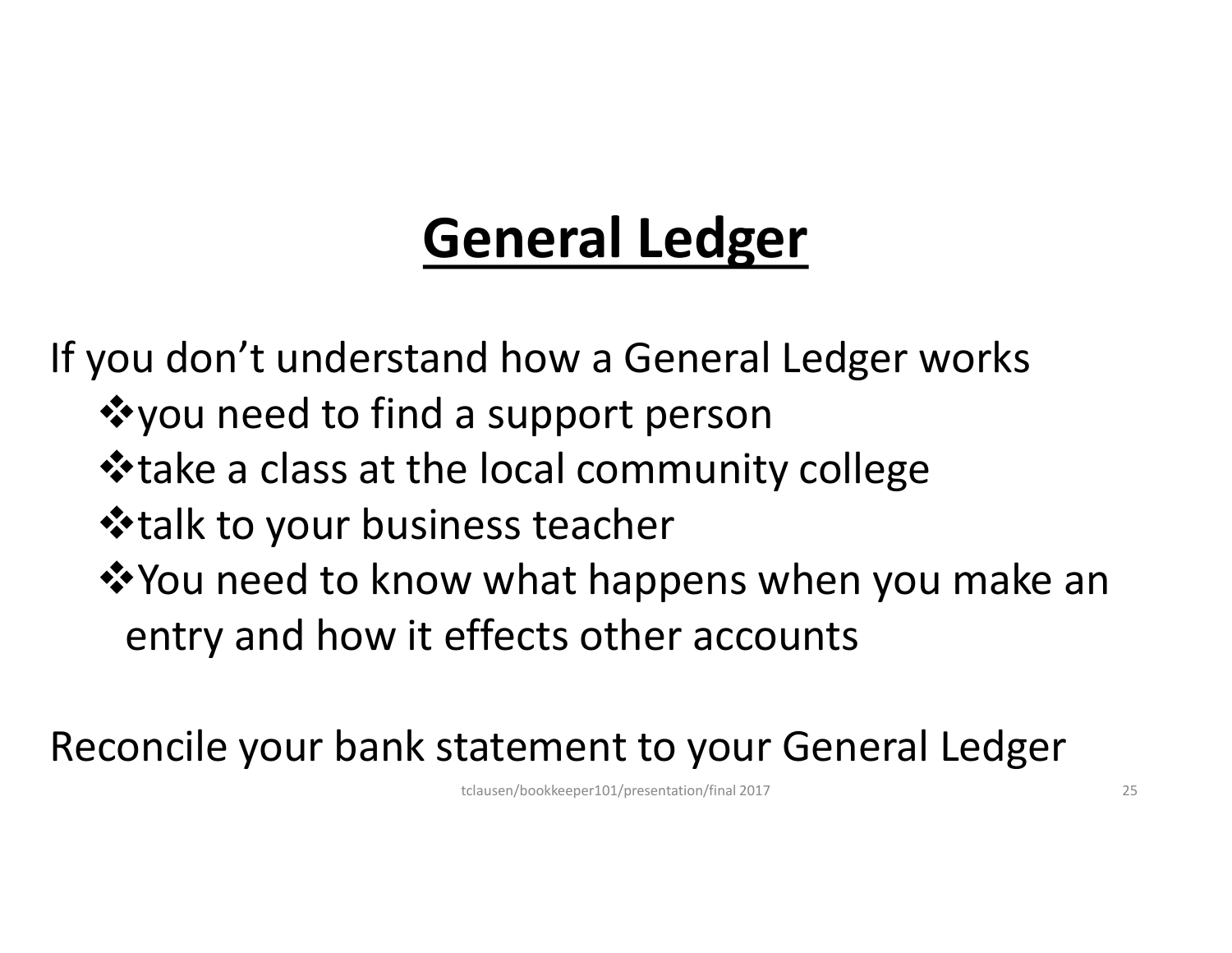# General Ledger

If you don't understand how a General Ledger works

- you need to find a support person
- take a class at the local community college
- talk to your business teacher
- You need to know what happens when you make an entry and how it effects other accounts

Reconcile your bank statement to your General Ledger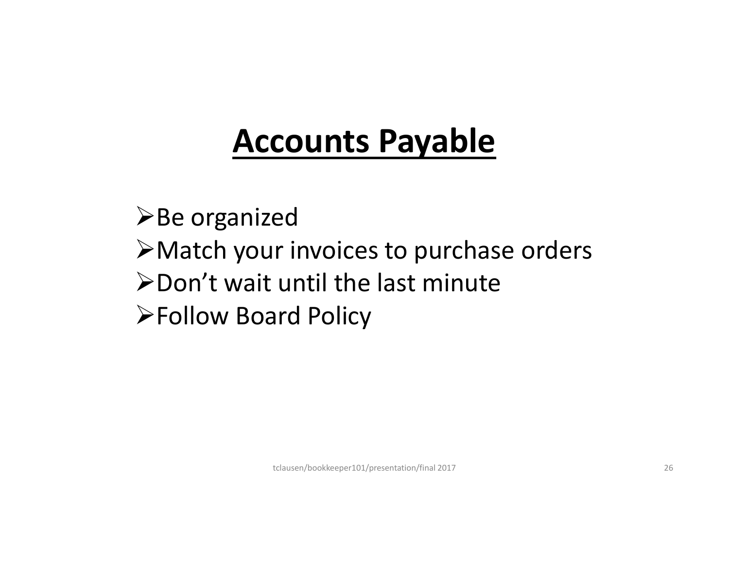# Accounts Payable

- Be organized
- Match your invoices to purchase orders
- Don't wait until the last minute
- Follow Board Policy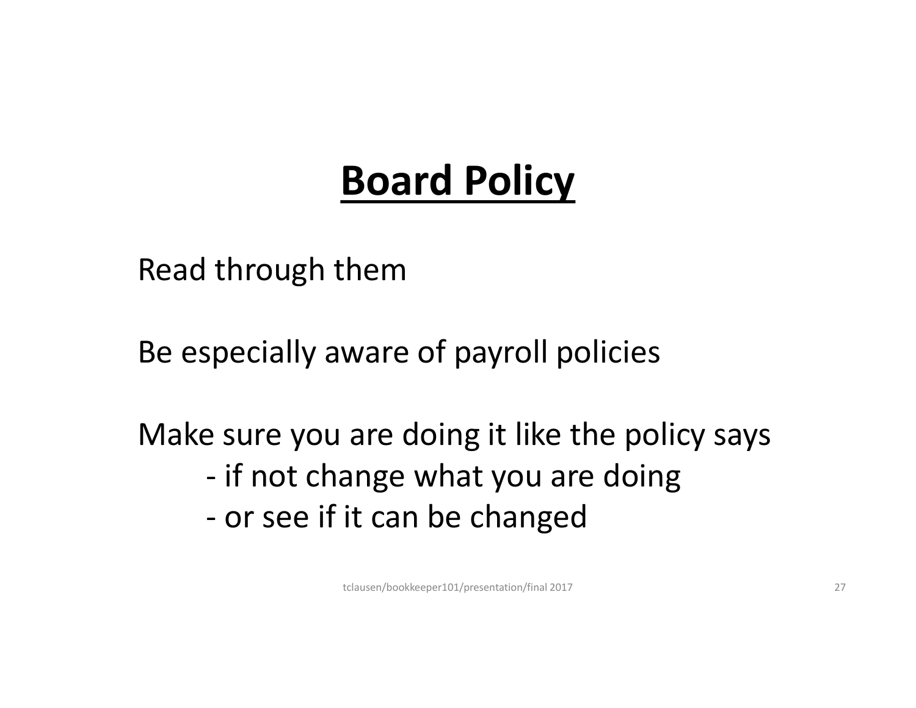# Board Policy

Read through them

Be especially aware of payroll policies

Make sure you are doing it like the policy says

- if not change what you are doing
- or see if it can be changed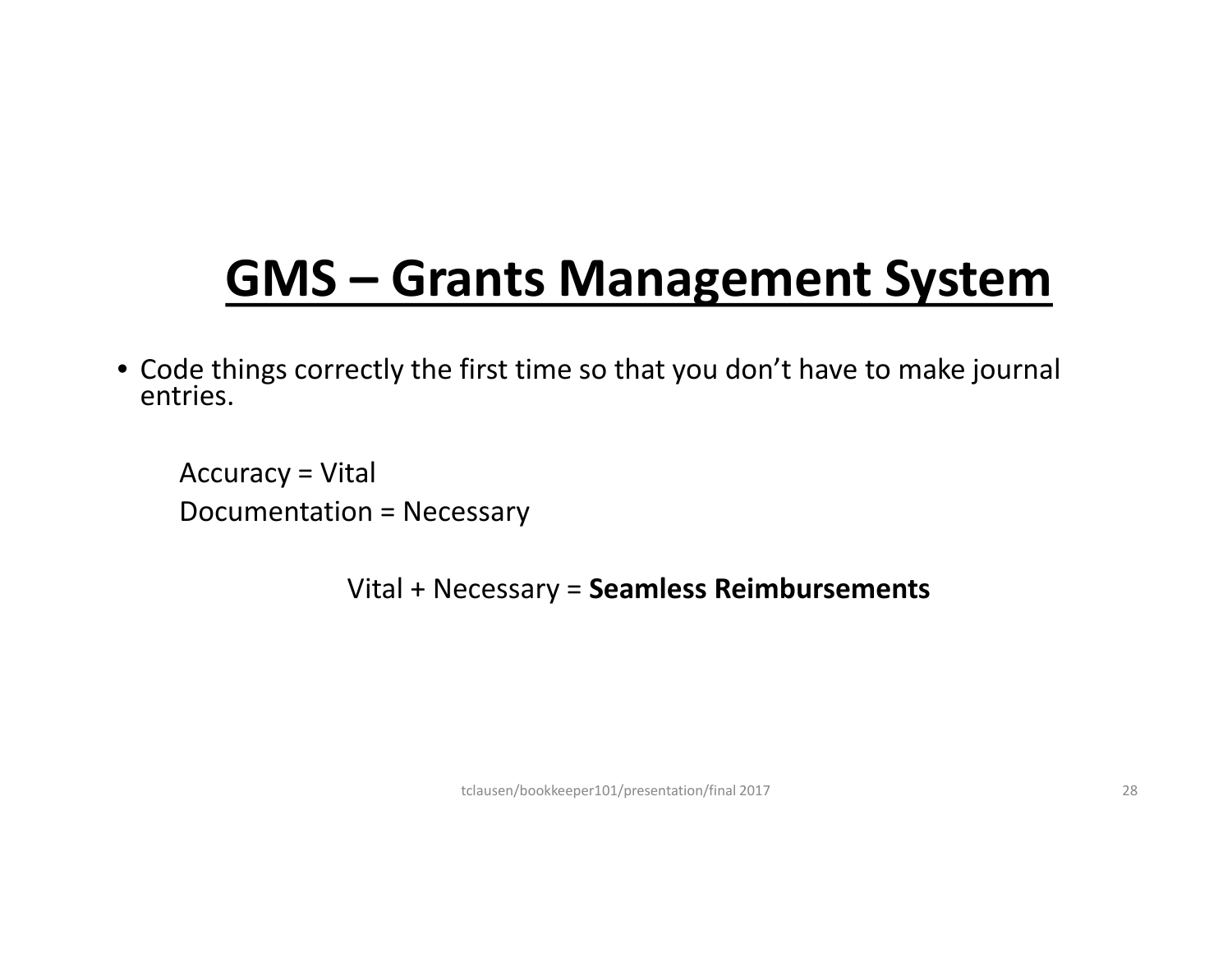# GMS – Grants Management System

- Code things correctly the first time so that you don't have to make journal entries.

Accuracy = Vital

Documentation = Necessary

Vital + Necessary = **Seamless Reimbursements**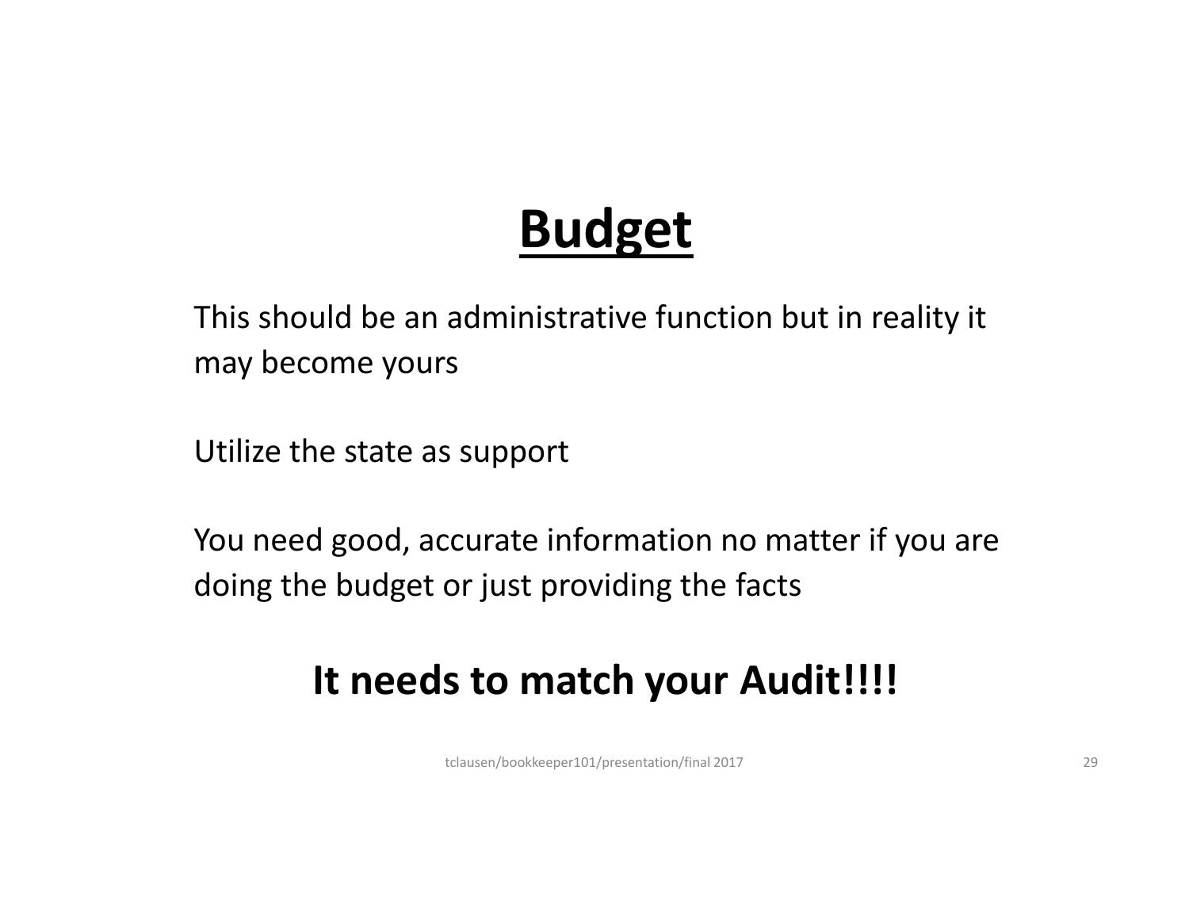# Budget

This should be an administrative function but in reality it may become yours

Utilize the state as support

You need good, accurate information no matter if you are doing the budget or just providing the facts

**It needs to match your Audit!!!!**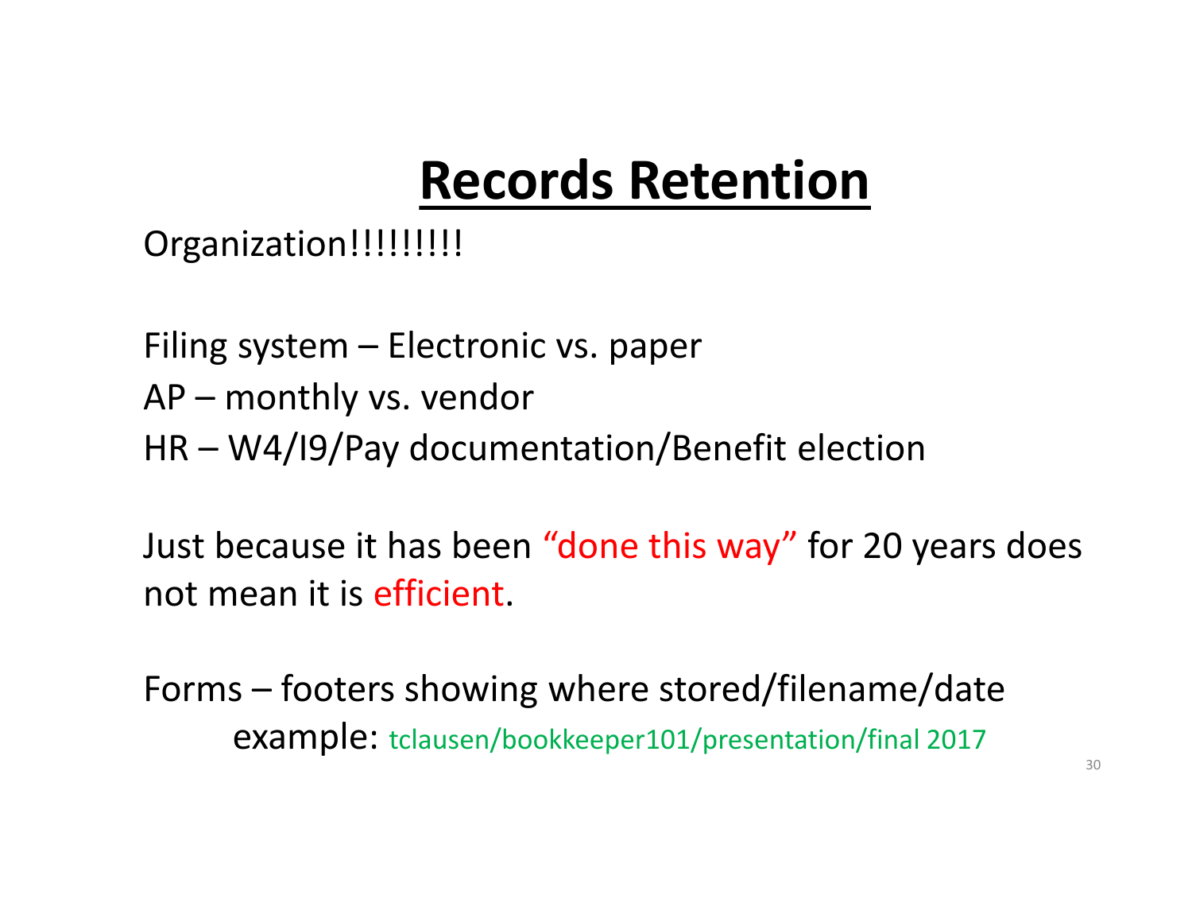# Records Retention

Organization!!!!!!!!!

Filing system – Electronic vs. paper

AP – monthly vs. vendor

HR – W4/I9/Pay documentation/Benefit election

Just because it has been "done this way" for 20 years does not mean it is efficient.

Forms – footers showing where stored/filename/date

example: tclausen/bookkeeper101/presentation/final 2017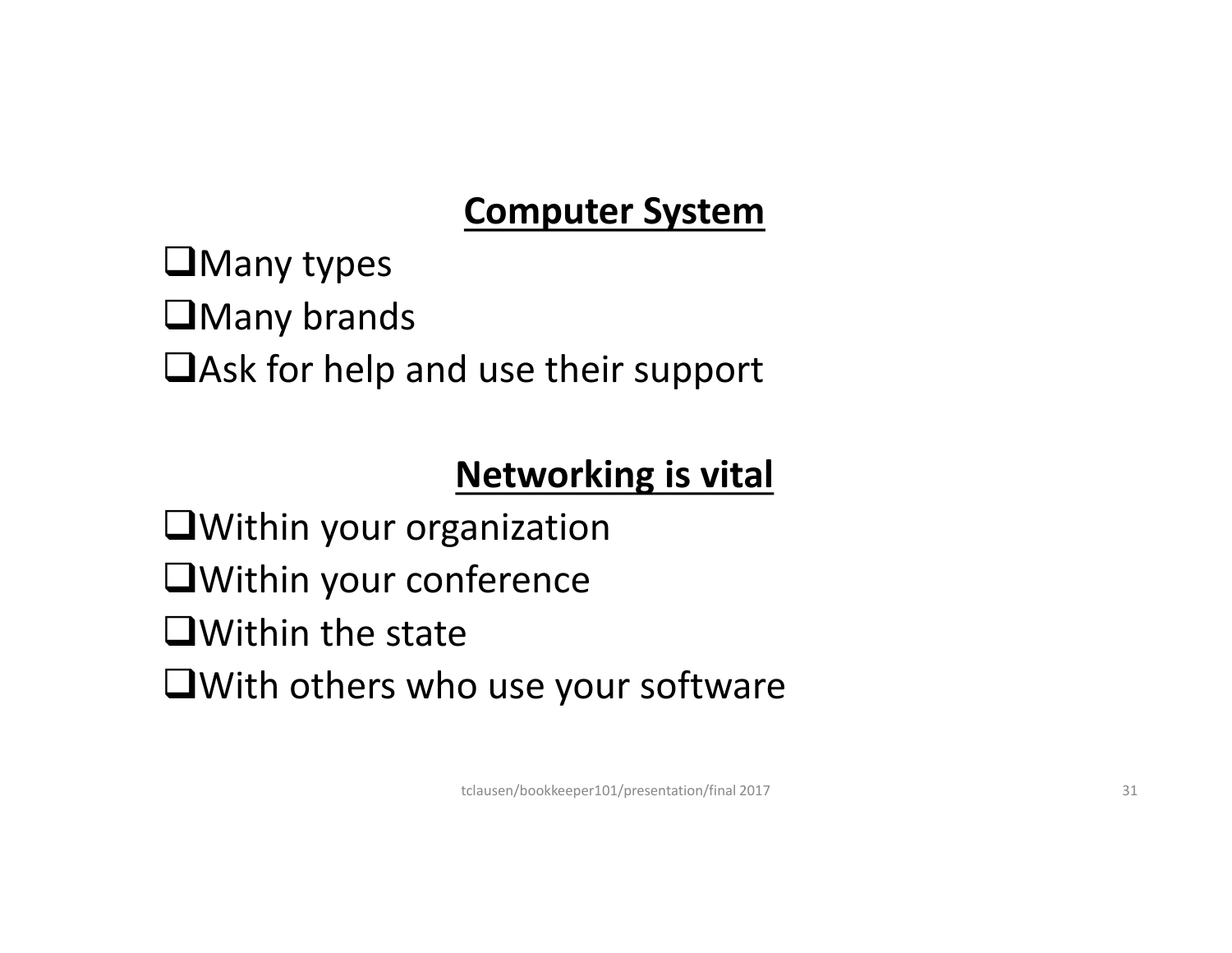## Computer System

- Many types
- Many brands
- Ask for help and use their support

## Networking is vital

- Within your organization
- Within your conference
- Within the state
- With others who use your software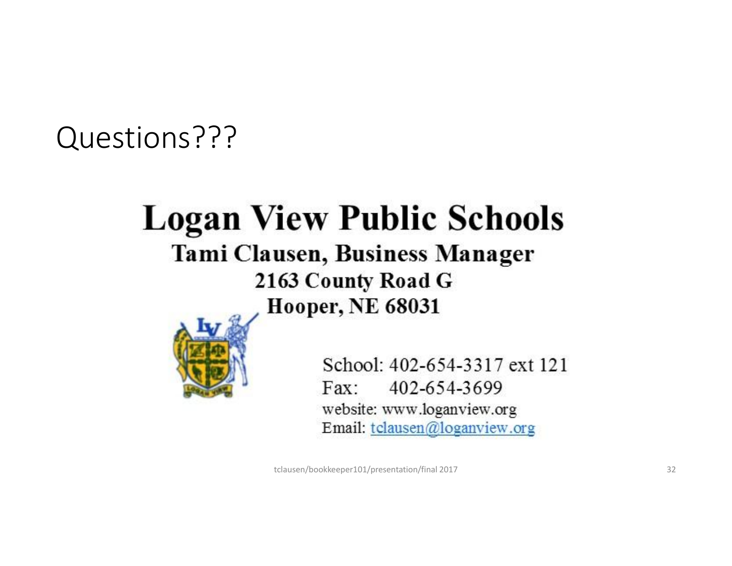# Questions???

## Logan View Public Schools

### Tami Clausen, Business Manager

**2163 County Road G**
**Hooper, NE 68031**

School: 402-654-3317 ext 121
Fax: 402-654-3699
website: www.loganview.org
Email: tclausen@loganview.org